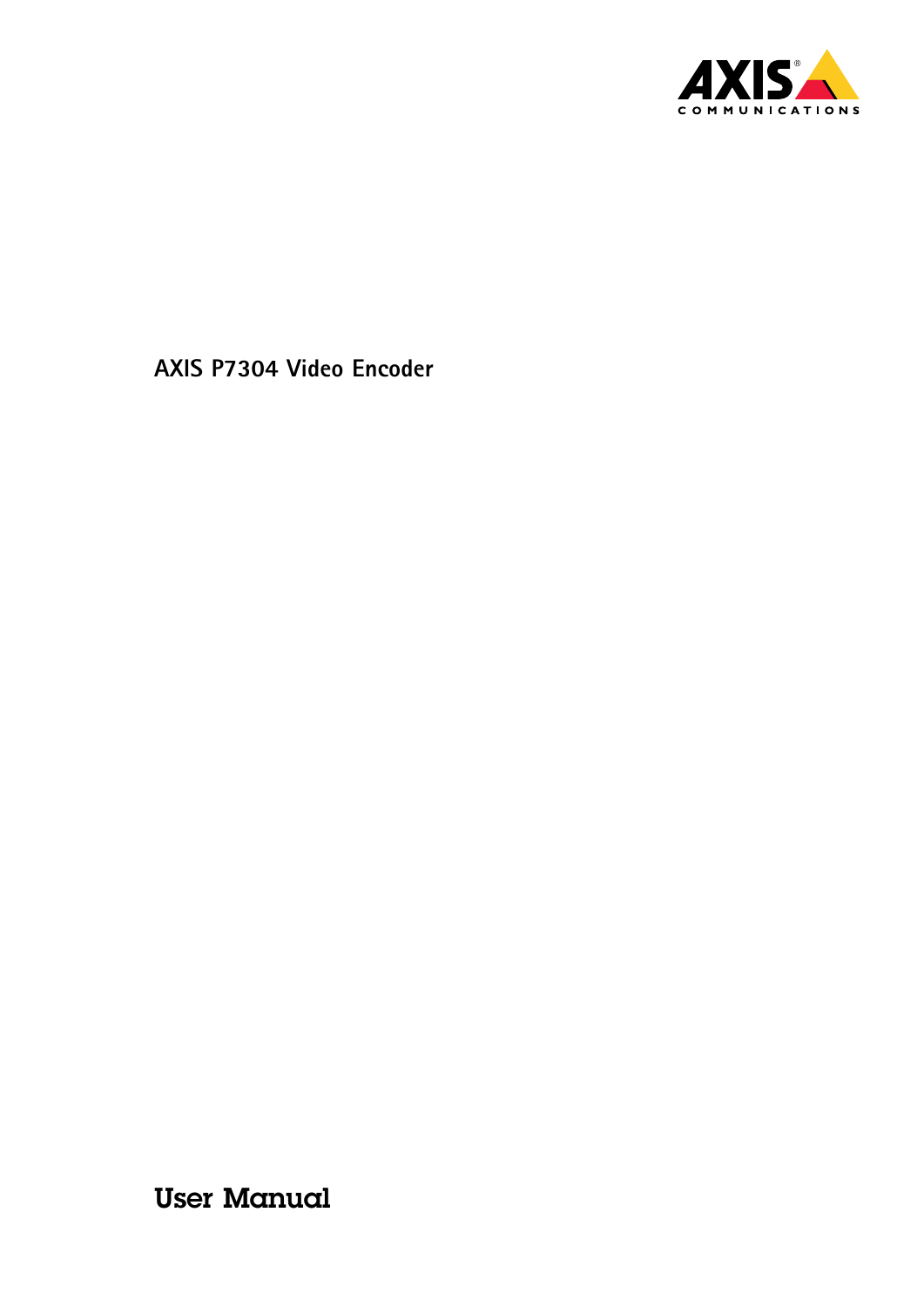# AXIS P7304 Video Encoder

## User Manual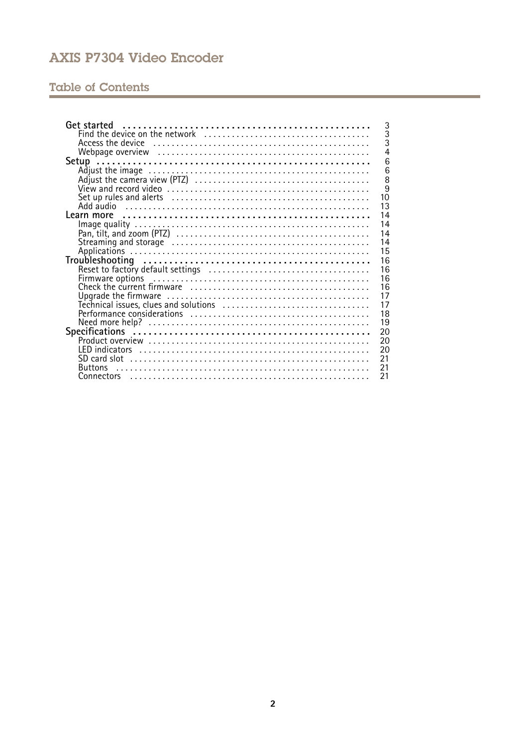## Table of Contents

- **Get started** ... 3
  - Find the device on the network ... 3
  - Access the device ... 3
  - Webpage overview ... 4
- **Setup** ... 6
  - Adjust the image ... 6
  - Adjust the camera view (PTZ) ... 8
  - View and record video ... 9
  - Set up rules and alerts ... 10
  - Add audio ... 13
- **Learn more** ... 14
  - Image quality ... 14
  - Pan, tilt, and zoom (PTZ) ... 14
  - Streaming and storage ... 14
  - Applications ... 15
- **Troubleshooting** ... 16
  - Reset to factory default settings ... 16
  - Firmware options ... 16
  - Check the current firmware ... 16
  - Upgrade the firmware ... 17
  - Technical issues, clues and solutions ... 17
  - Performance considerations ... 18
  - Need more help? ... 19
- **Specifications** ... 20
  - Product overview ... 20
  - LED indicators ... 20
  - SD card slot ... 21
  - Buttons ... 21
  - Connectors ... 21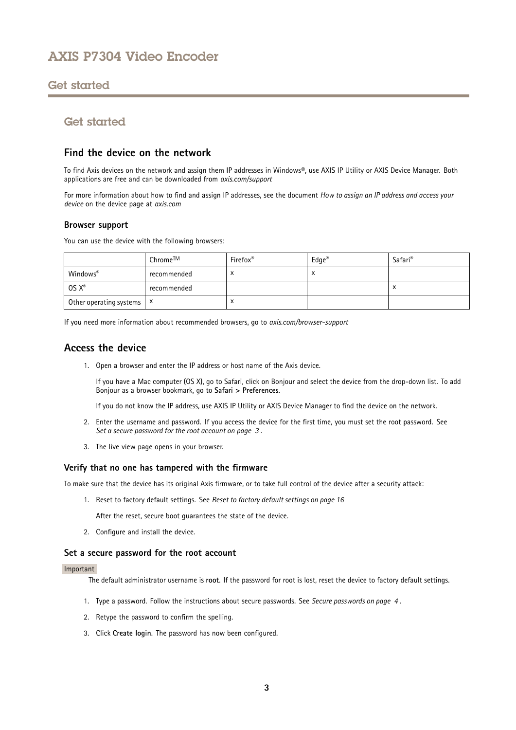# Get started

## Find the device on the network

To find Axis devices on the network and assign them IP addresses in Windows®, use AXIS IP Utility or AXIS Device Manager. Both applications are free and can be downloaded from *axis.com/support*

For more information about how to find and assign IP addresses, see the document *How to assign an IP address and access your device* on the device page at *axis.com*

### Browser support

You can use the device with the following browsers:

| | Chrome™ | Firefox® | Edge® | Safari® |
|---|---|---|---|---|
| Windows® | recommended | x | x | |
| OS X® | recommended | | | x |
| Other operating systems | x | x | | |

If you need more information about recommended browsers, go to *axis.com/browser-support*

## Access the device

1. Open a browser and enter the IP address or host name of the Axis device.

   If you have a Mac computer (OS X), go to Safari, click on Bonjour and select the device from the drop-down list. To add Bonjour as a browser bookmark, go to **Safari > Preferences**.

   If you do not know the IP address, use AXIS IP Utility or AXIS Device Manager to find the device on the network.

2. Enter the username and password. If you access the device for the first time, you must set the root password. See *Set a secure password for the root account on page 3*.

3. The live view page opens in your browser.

### Verify that no one has tampered with the firmware

To make sure that the device has its original Axis firmware, or to take full control of the device after a security attack:

1. Reset to factory default settings. See *Reset to factory default settings on page 16*

   After the reset, secure boot guarantees the state of the device.

2. Configure and install the device.

### Set a secure password for the root account

Important

The default administrator username is **root**. If the password for root is lost, reset the device to factory default settings.

1. Type a password. Follow the instructions about secure passwords. See *Secure passwords on page 4*.
2. Retype the password to confirm the spelling.
3. Click **Create login**. The password has now been configured.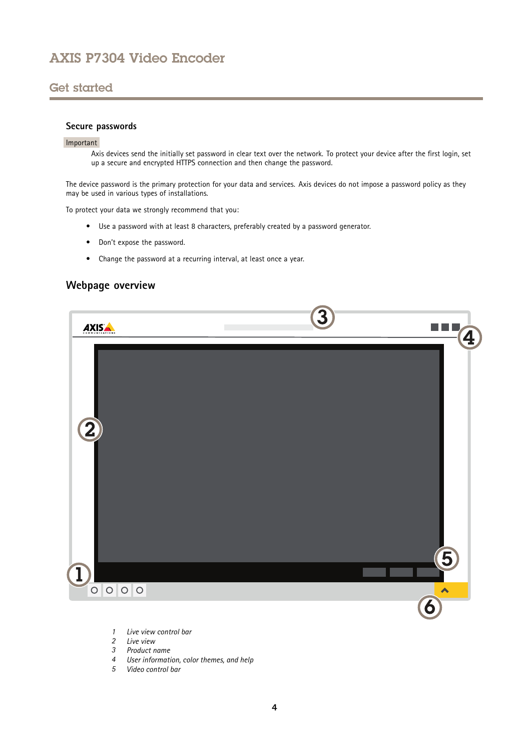## Secure passwords

Important

Axis devices send the initially set password in clear text over the network. To protect your device after the first login, set up a secure and encrypted HTTPS connection and then change the password.

The device password is the primary protection for your data and services. Axis devices do not impose a password policy as they may be used in various types of installations.

To protect your data we strongly recommend that you:

- Use a password with at least 8 characters, preferably created by a password generator.
- Don't expose the password.
- Change the password at a recurring interval, at least once a year.

## Webpage overview

1 *Live view control bar*
2 *Live view*
3 *Product name*
4 *User information, color themes, and help*
5 *Video control bar*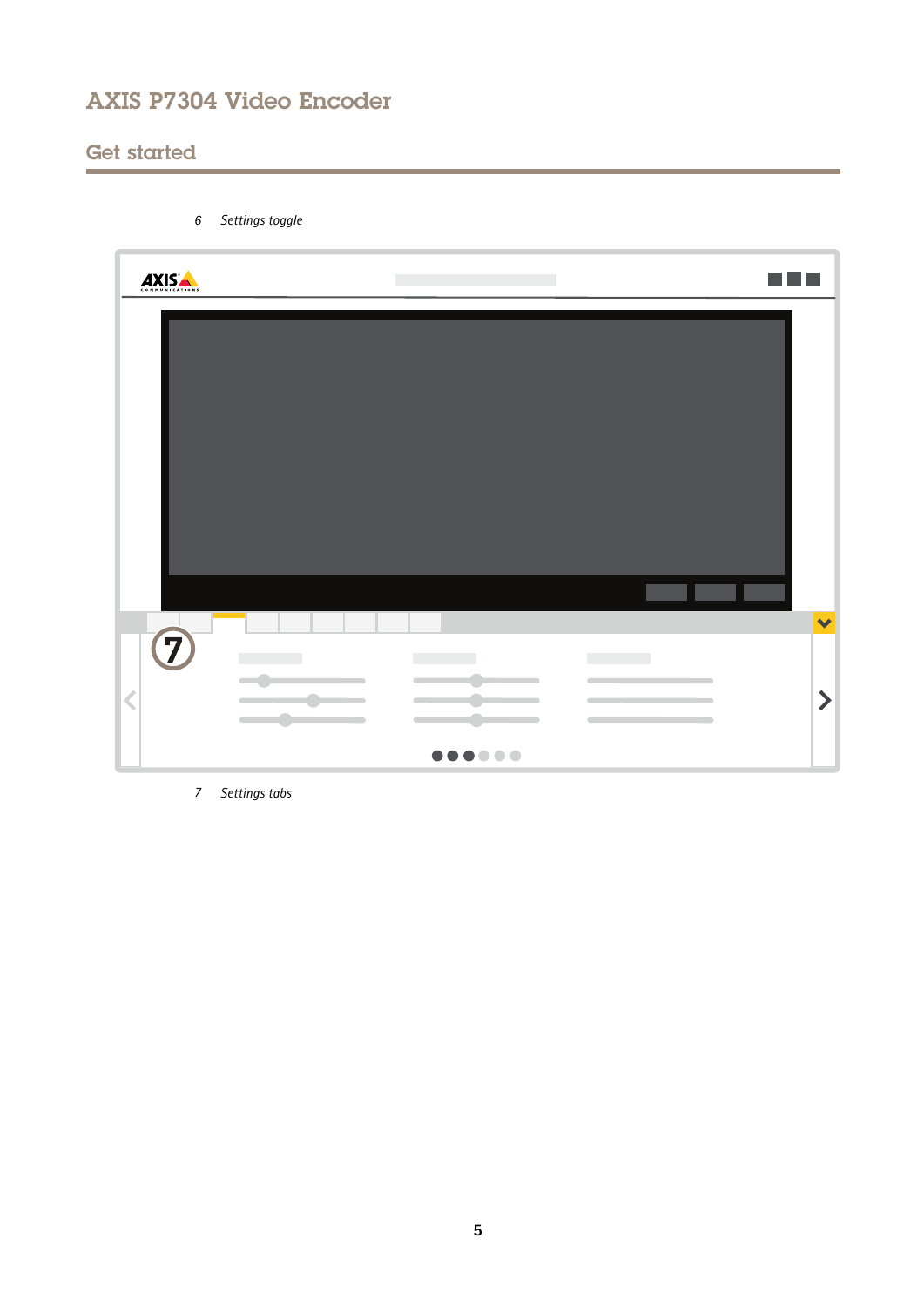6 *Settings toggle*

7 *Settings tabs*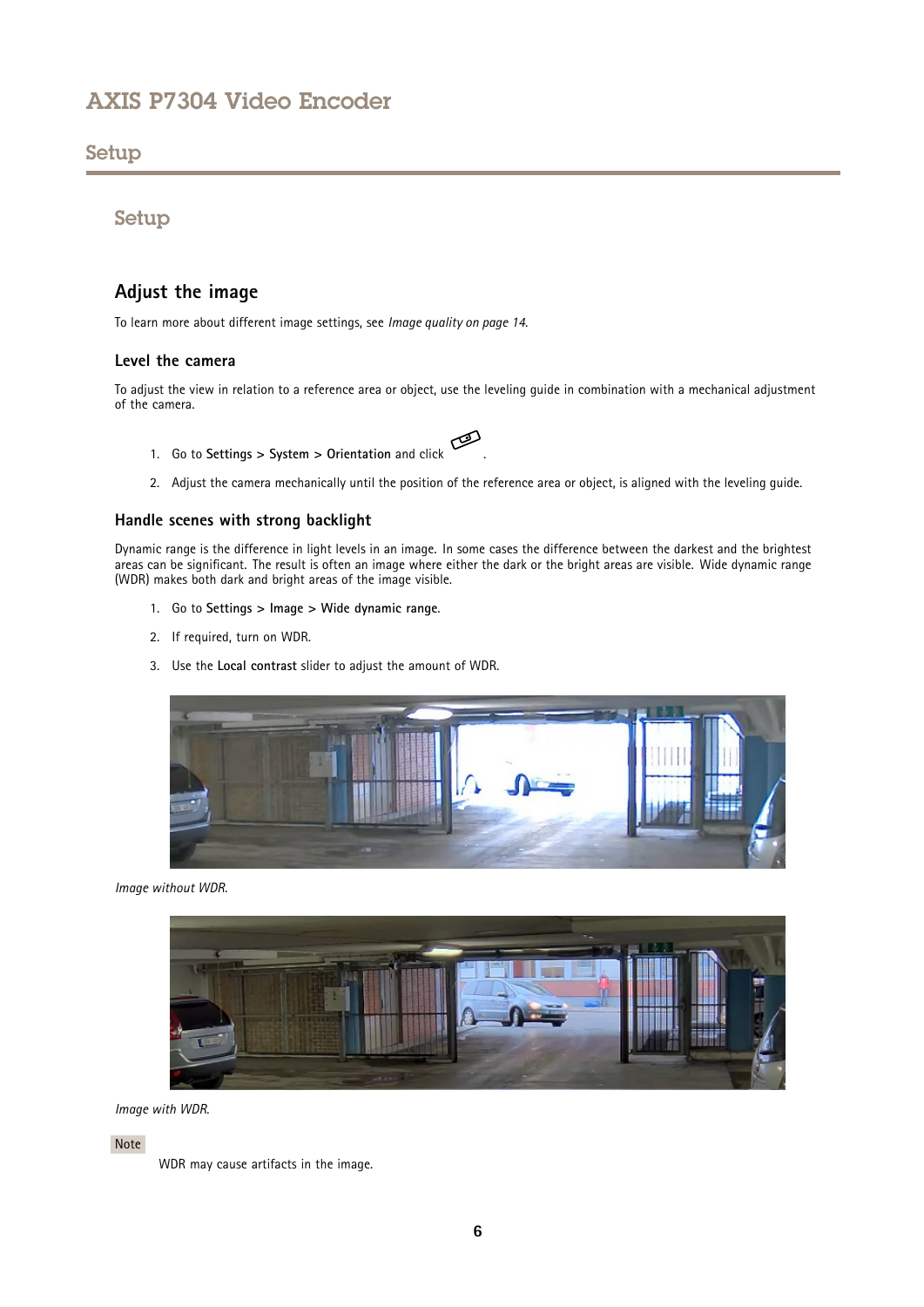# Setup

## Adjust the image

To learn more about different image settings, see *Image quality on page 14*.

### Level the camera

To adjust the view in relation to a reference area or object, use the leveling guide in combination with a mechanical adjustment of the camera.

1. Go to **Settings > System > Orientation** and click .
2. Adjust the camera mechanically until the position of the reference area or object, is aligned with the leveling guide.

### Handle scenes with strong backlight

Dynamic range is the difference in light levels in an image. In some cases the difference between the darkest and the brightest areas can be significant. The result is often an image where either the dark or the bright areas are visible. Wide dynamic range (WDR) makes both dark and bright areas of the image visible.

1. Go to **Settings > Image > Wide dynamic range**.
2. If required, turn on WDR.
3. Use the **Local contrast** slider to adjust the amount of WDR.

*Image without WDR.*

*Image with WDR.*

Note

WDR may cause artifacts in the image.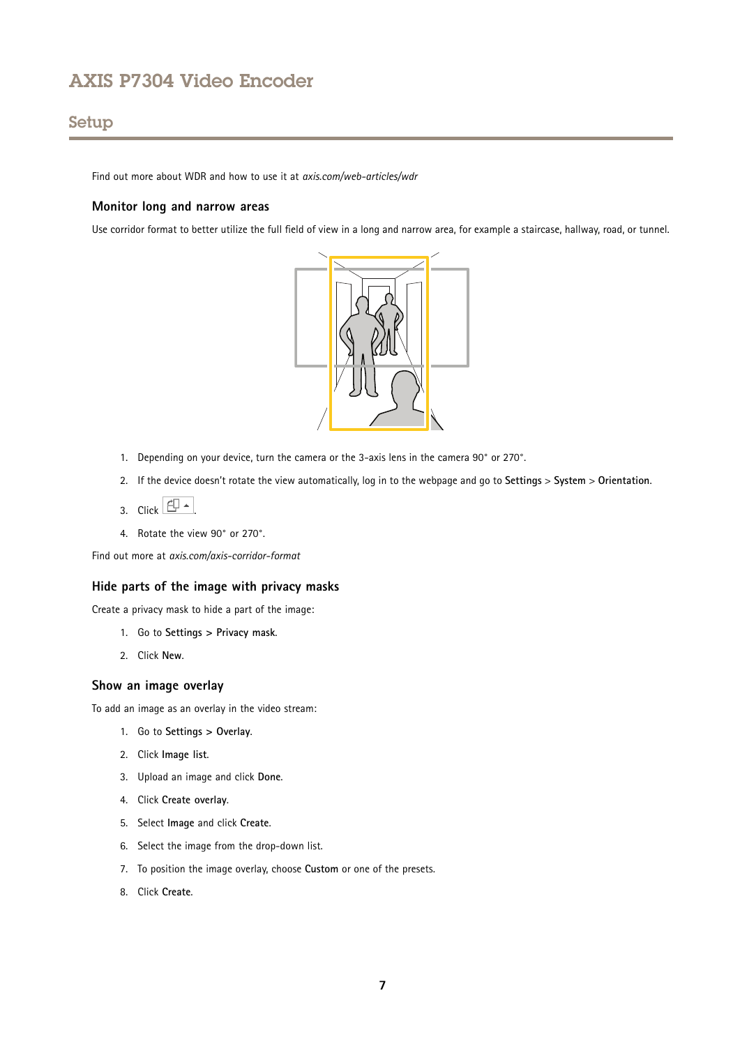Find out more about WDR and how to use it at *axis.com/web-articles/wdr*

### Monitor long and narrow areas

Use corridor format to better utilize the full field of view in a long and narrow area, for example a staircase, hallway, road, or tunnel.

1. Depending on your device, turn the camera or the 3-axis lens in the camera 90° or 270°.
2. If the device doesn't rotate the view automatically, log in to the webpage and go to **Settings** > **System** > **Orientation**.
3. Click .
4. Rotate the view 90° or 270°.

Find out more at *axis.com/axis-corridor-format*

### Hide parts of the image with privacy masks

Create a privacy mask to hide a part of the image:

1. Go to **Settings > Privacy mask**.
2. Click **New**.

### Show an image overlay

To add an image as an overlay in the video stream:

1. Go to **Settings > Overlay**.
2. Click **Image list**.
3. Upload an image and click **Done**.
4. Click **Create overlay**.
5. Select **Image** and click **Create**.
6. Select the image from the drop-down list.
7. To position the image overlay, choose **Custom** or one of the presets.
8. Click **Create**.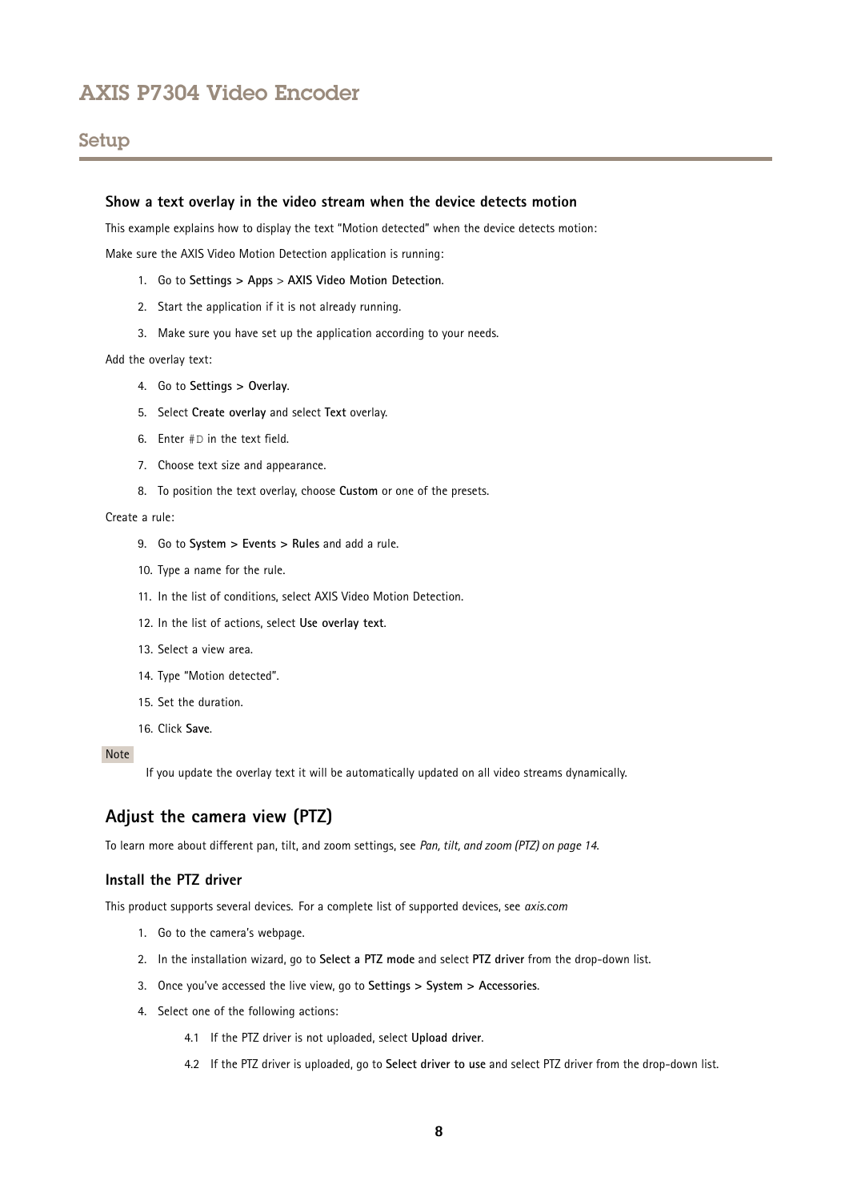### Show a text overlay in the video stream when the device detects motion

This example explains how to display the text "Motion detected" when the device detects motion:

Make sure the AXIS Video Motion Detection application is running:

1. Go to **Settings > Apps** > **AXIS Video Motion Detection**.
2. Start the application if it is not already running.
3. Make sure you have set up the application according to your needs.

Add the overlay text:

4. Go to **Settings > Overlay**.
5. Select **Create overlay** and select **Text** overlay.
6. Enter `#D` in the text field.
7. Choose text size and appearance.
8. To position the text overlay, choose **Custom** or one of the presets.

Create a rule:

9. Go to **System > Events > Rules** and add a rule.
10. Type a name for the rule.
11. In the list of conditions, select AXIS Video Motion Detection.
12. In the list of actions, select **Use overlay text**.
13. Select a view area.
14. Type "Motion detected".
15. Set the duration.
16. Click **Save**.

Note

If you update the overlay text it will be automatically updated on all video streams dynamically.

## Adjust the camera view (PTZ)

To learn more about different pan, tilt, and zoom settings, see *Pan, tilt, and zoom (PTZ) on page 14*.

### Install the PTZ driver

This product supports several devices. For a complete list of supported devices, see *axis.com*

1. Go to the camera's webpage.
2. In the installation wizard, go to **Select a PTZ mode** and select **PTZ driver** from the drop-down list.
3. Once you've accessed the live view, go to **Settings > System > Accessories**.
4. Select one of the following actions:
   4.1 If the PTZ driver is not uploaded, select **Upload driver**.
   4.2 If the PTZ driver is uploaded, go to **Select driver to use** and select PTZ driver from the drop-down list.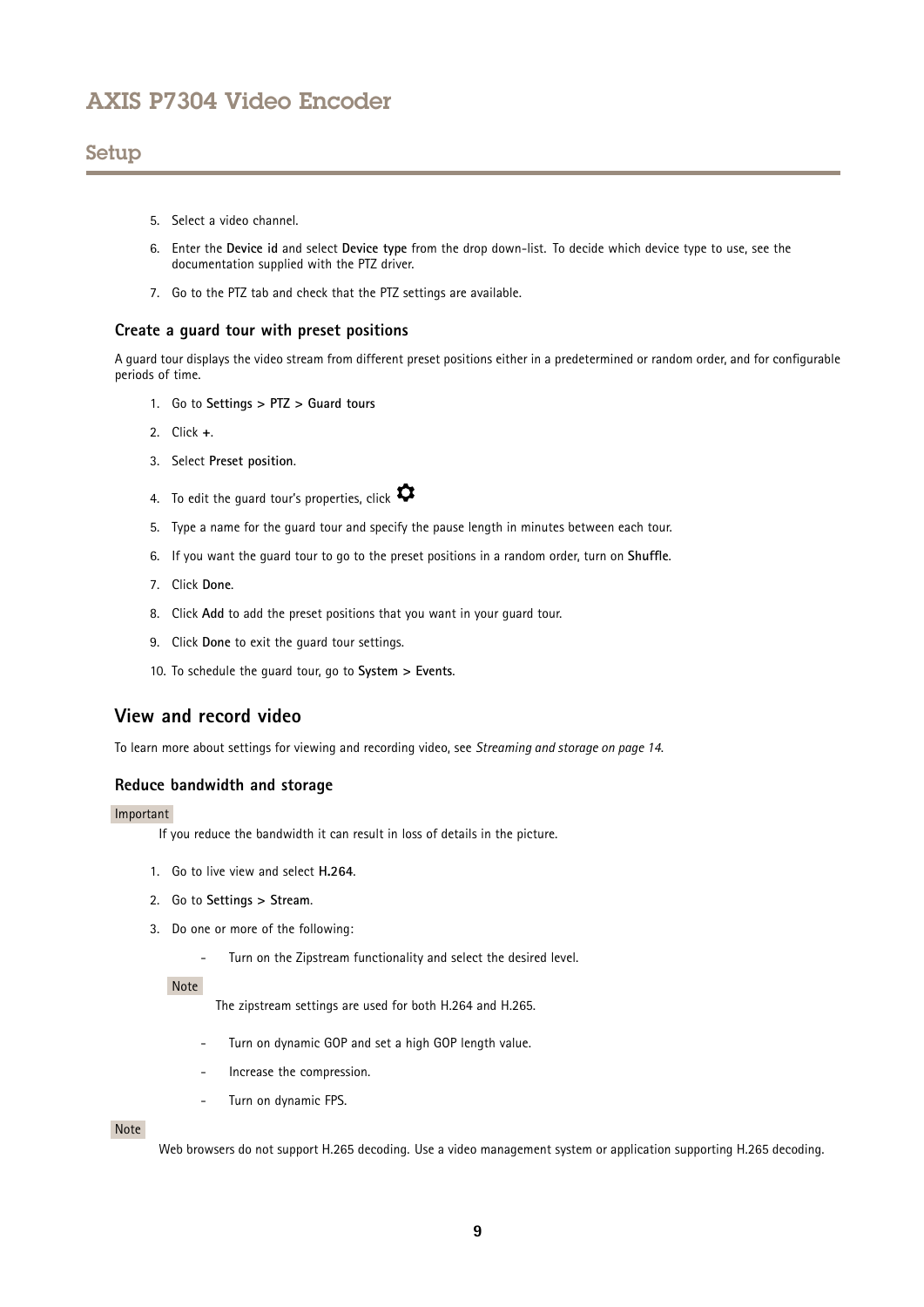5. Select a video channel.
6. Enter the **Device id** and select **Device type** from the drop down-list. To decide which device type to use, see the documentation supplied with the PTZ driver.
7. Go to the PTZ tab and check that the PTZ settings are available.

### Create a guard tour with preset positions

A guard tour displays the video stream from different preset positions either in a predetermined or random order, and for configurable periods of time.

1. Go to **Settings > PTZ > Guard tours**
2. Click **+**.
3. Select **Preset position**.
4. To edit the guard tour's properties, click ⚙
5. Type a name for the guard tour and specify the pause length in minutes between each tour.
6. If you want the guard tour to go to the preset positions in a random order, turn on **Shuffle**.
7. Click **Done**.
8. Click **Add** to add the preset positions that you want in your guard tour.
9. Click **Done** to exit the guard tour settings.
10. To schedule the guard tour, go to **System > Events**.

## View and record video

To learn more about settings for viewing and recording video, see *Streaming and storage on page 14*.

### Reduce bandwidth and storage

Important

If you reduce the bandwidth it can result in loss of details in the picture.

1. Go to live view and select **H.264**.
2. Go to **Settings > Stream**.
3. Do one or more of the following:
   - Turn on the Zipstream functionality and select the desired level.

     Note

     The zipstream settings are used for both H.264 and H.265.

   - Turn on dynamic GOP and set a high GOP length value.
   - Increase the compression.
   - Turn on dynamic FPS.

Note

Web browsers do not support H.265 decoding. Use a video management system or application supporting H.265 decoding.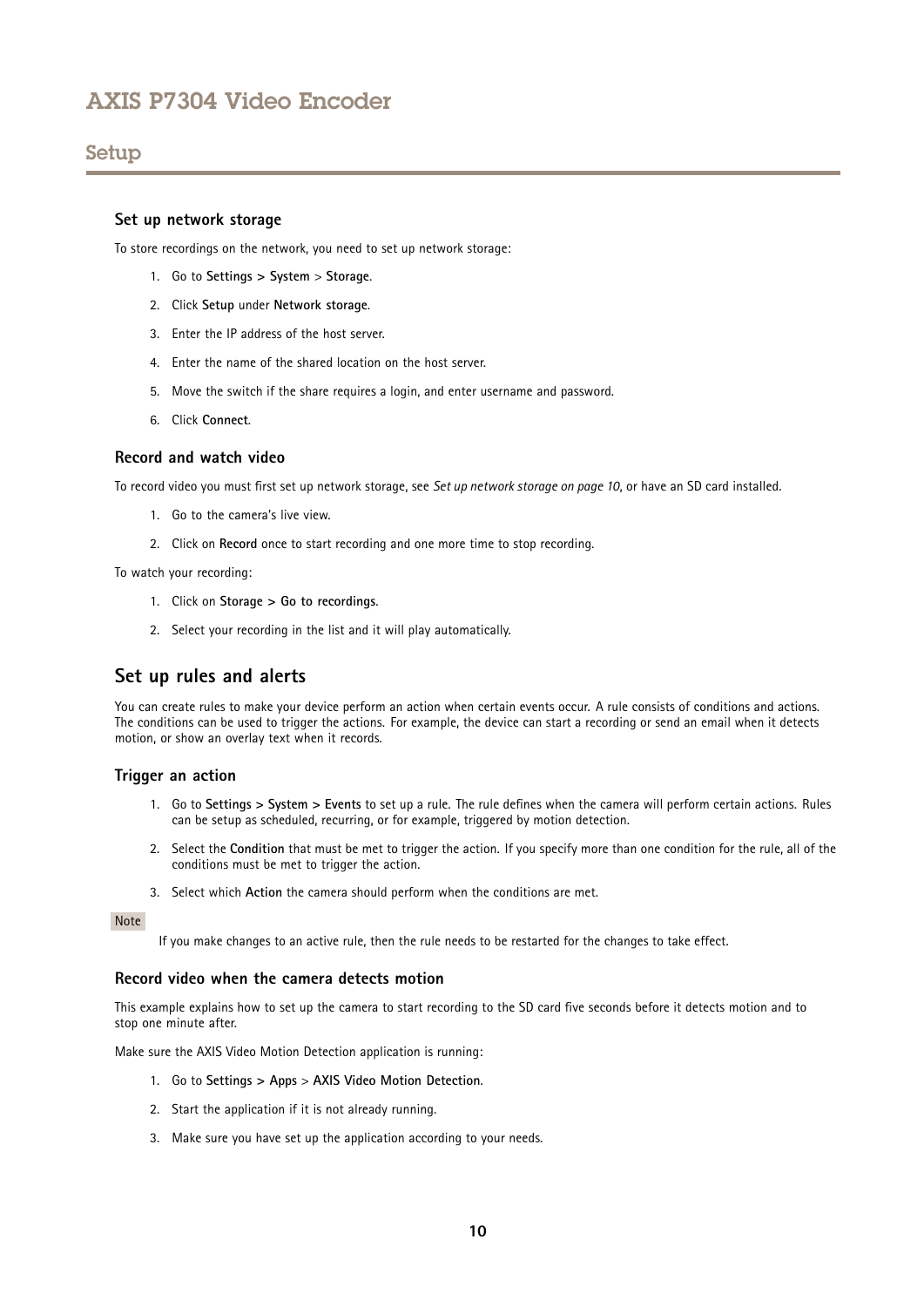### Set up network storage

To store recordings on the network, you need to set up network storage:

1. Go to **Settings > System** > **Storage**.
2. Click **Setup** under **Network storage**.
3. Enter the IP address of the host server.
4. Enter the name of the shared location on the host server.
5. Move the switch if the share requires a login, and enter username and password.
6. Click **Connect**.

### Record and watch video

To record video you must first set up network storage, see *Set up network storage on page 10*, or have an SD card installed.

1. Go to the camera's live view.
2. Click on **Record** once to start recording and one more time to stop recording.

To watch your recording:

1. Click on **Storage > Go to recordings**.
2. Select your recording in the list and it will play automatically.

## Set up rules and alerts

You can create rules to make your device perform an action when certain events occur. A rule consists of conditions and actions. The conditions can be used to trigger the actions. For example, the device can start a recording or send an email when it detects motion, or show an overlay text when it records.

### Trigger an action

1. Go to **Settings > System > Events** to set up a rule. The rule defines when the camera will perform certain actions. Rules can be setup as scheduled, recurring, or for example, triggered by motion detection.
2. Select the **Condition** that must be met to trigger the action. If you specify more than one condition for the rule, all of the conditions must be met to trigger the action.
3. Select which **Action** the camera should perform when the conditions are met.

Note

If you make changes to an active rule, then the rule needs to be restarted for the changes to take effect.

### Record video when the camera detects motion

This example explains how to set up the camera to start recording to the SD card five seconds before it detects motion and to stop one minute after.

Make sure the AXIS Video Motion Detection application is running:

1. Go to **Settings > Apps** > **AXIS Video Motion Detection**.
2. Start the application if it is not already running.
3. Make sure you have set up the application according to your needs.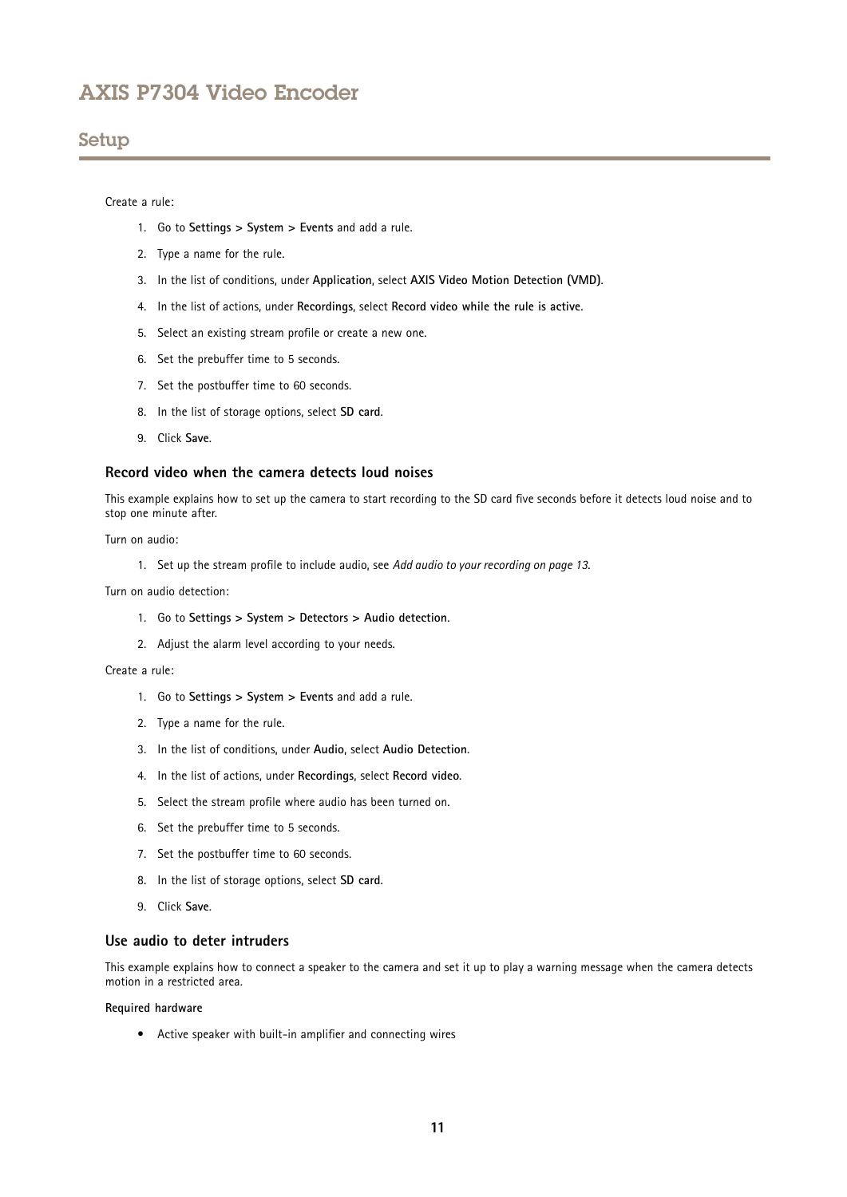Create a rule:

1. Go to **Settings > System > Events** and add a rule.
2. Type a name for the rule.
3. In the list of conditions, under **Application**, select **AXIS Video Motion Detection (VMD)**.
4. In the list of actions, under **Recordings**, select **Record video while the rule is active**.
5. Select an existing stream profile or create a new one.
6. Set the prebuffer time to 5 seconds.
7. Set the postbuffer time to 60 seconds.
8. In the list of storage options, select **SD card**.
9. Click **Save**.

### Record video when the camera detects loud noises

This example explains how to set up the camera to start recording to the SD card five seconds before it detects loud noise and to stop one minute after.

Turn on audio:

1. Set up the stream profile to include audio, see *Add audio to your recording on page 13*.

Turn on audio detection:

1. Go to **Settings > System > Detectors > Audio detection**.
2. Adjust the alarm level according to your needs.

Create a rule:

1. Go to **Settings > System > Events** and add a rule.
2. Type a name for the rule.
3. In the list of conditions, under **Audio**, select **Audio Detection**.
4. In the list of actions, under **Recordings**, select **Record video**.
5. Select the stream profile where audio has been turned on.
6. Set the prebuffer time to 5 seconds.
7. Set the postbuffer time to 60 seconds.
8. In the list of storage options, select **SD card**.
9. Click **Save**.

### Use audio to deter intruders

This example explains how to connect a speaker to the camera and set it up to play a warning message when the camera detects motion in a restricted area.

**Required hardware**

- Active speaker with built-in amplifier and connecting wires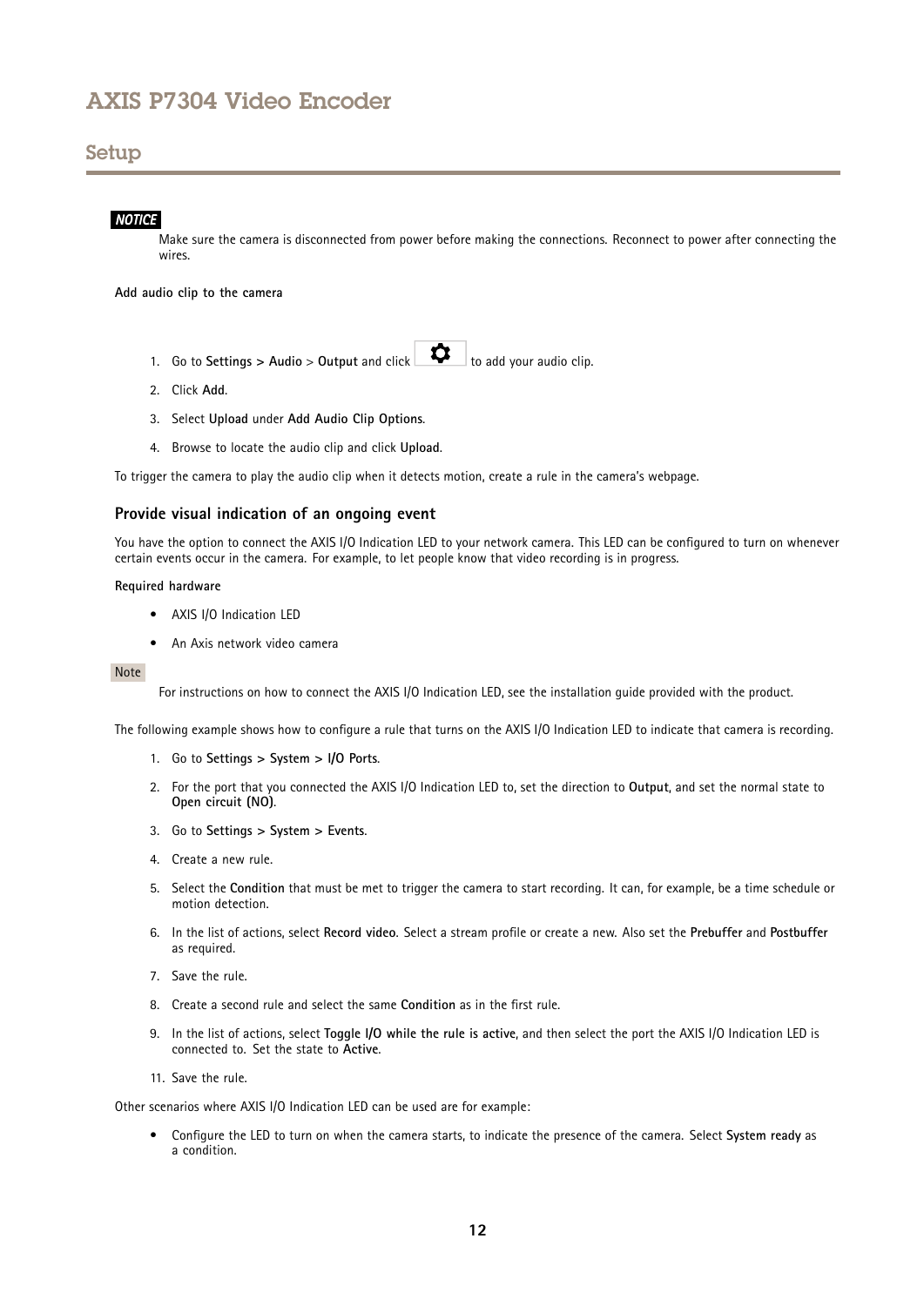*NOTICE*

Make sure the camera is disconnected from power before making the connections. Reconnect to power after connecting the wires.

**Add audio clip to the camera**

1. Go to **Settings > Audio** > **Output** and click ⚙ to add your audio clip.
2. Click **Add**.
3. Select **Upload** under **Add Audio Clip Options**.
4. Browse to locate the audio clip and click **Upload**.

To trigger the camera to play the audio clip when it detects motion, create a rule in the camera's webpage.

### Provide visual indication of an ongoing event

You have the option to connect the AXIS I/O Indication LED to your network camera. This LED can be configured to turn on whenever certain events occur in the camera. For example, to let people know that video recording is in progress.

**Required hardware**

- AXIS I/O Indication LED
- An Axis network video camera

Note

For instructions on how to connect the AXIS I/O Indication LED, see the installation guide provided with the product.

The following example shows how to configure a rule that turns on the AXIS I/O Indication LED to indicate that camera is recording.

1. Go to **Settings > System > I/O Ports**.
2. For the port that you connected the AXIS I/O Indication LED to, set the direction to **Output**, and set the normal state to **Open circuit (NO)**.
3. Go to **Settings > System > Events**.
4. Create a new rule.
5. Select the **Condition** that must be met to trigger the camera to start recording. It can, for example, be a time schedule or motion detection.
6. In the list of actions, select **Record video**. Select a stream profile or create a new. Also set the **Prebuffer** and **Postbuffer** as required.
7. Save the rule.
8. Create a second rule and select the same **Condition** as in the first rule.
9. In the list of actions, select **Toggle I/O while the rule is active**, and then select the port the AXIS I/O Indication LED is connected to. Set the state to **Active**.

11. Save the rule.

Other scenarios where AXIS I/O Indication LED can be used are for example:

- Configure the LED to turn on when the camera starts, to indicate the presence of the camera. Select **System ready** as a condition.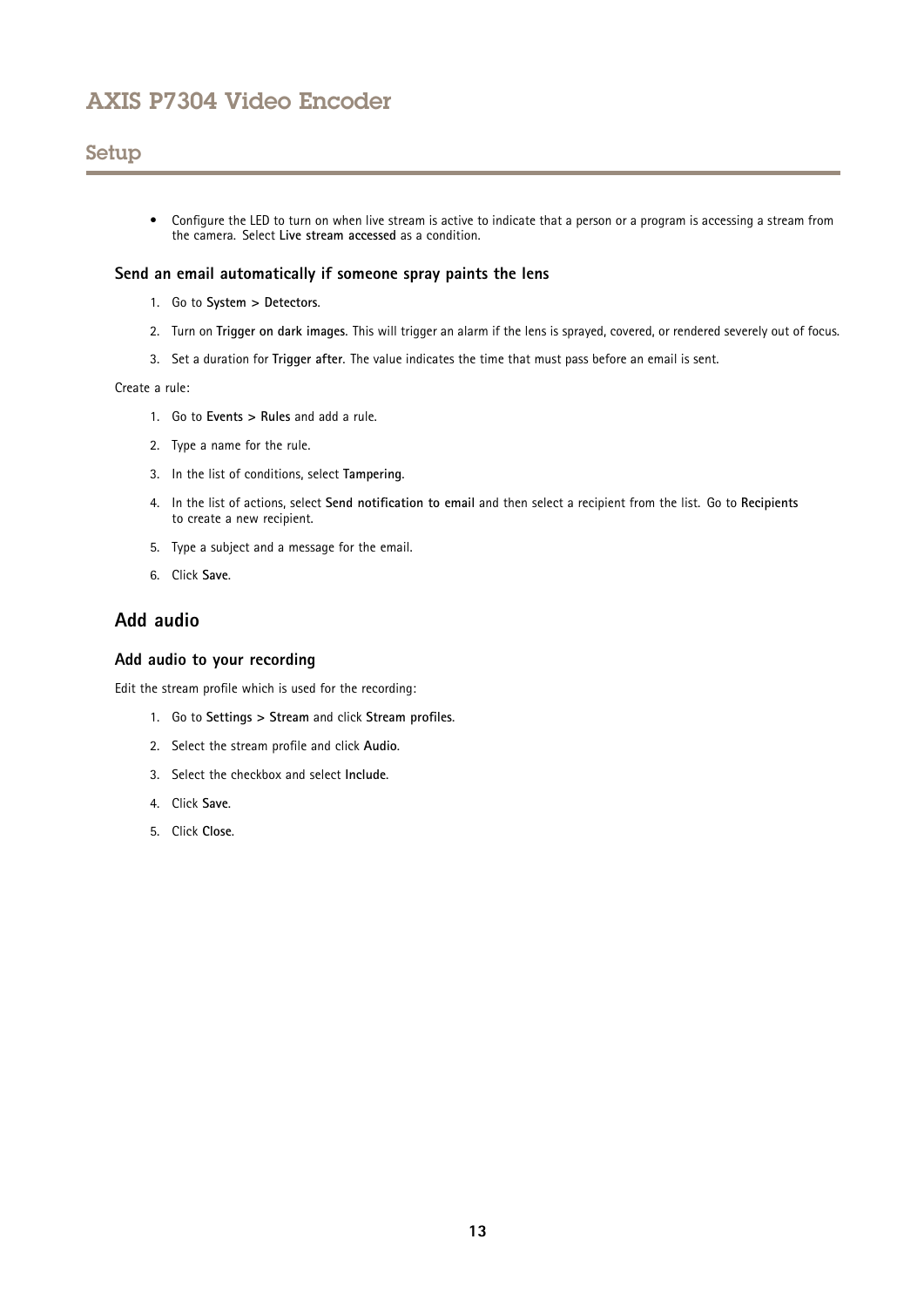- Configure the LED to turn on when live stream is active to indicate that a person or a program is accessing a stream from the camera. Select **Live stream accessed** as a condition.

### Send an email automatically if someone spray paints the lens

1. Go to **System > Detectors**.
2. Turn on **Trigger on dark images**. This will trigger an alarm if the lens is sprayed, covered, or rendered severely out of focus.
3. Set a duration for **Trigger after**. The value indicates the time that must pass before an email is sent.

Create a rule:

1. Go to **Events > Rules** and add a rule.
2. Type a name for the rule.
3. In the list of conditions, select **Tampering**.
4. In the list of actions, select **Send notification to email** and then select a recipient from the list. Go to **Recipients** to create a new recipient.
5. Type a subject and a message for the email.
6. Click **Save**.

## Add audio

### Add audio to your recording

Edit the stream profile which is used for the recording:

1. Go to **Settings > Stream** and click **Stream profiles**.
2. Select the stream profile and click **Audio**.
3. Select the checkbox and select **Include**.
4. Click **Save**.
5. Click **Close**.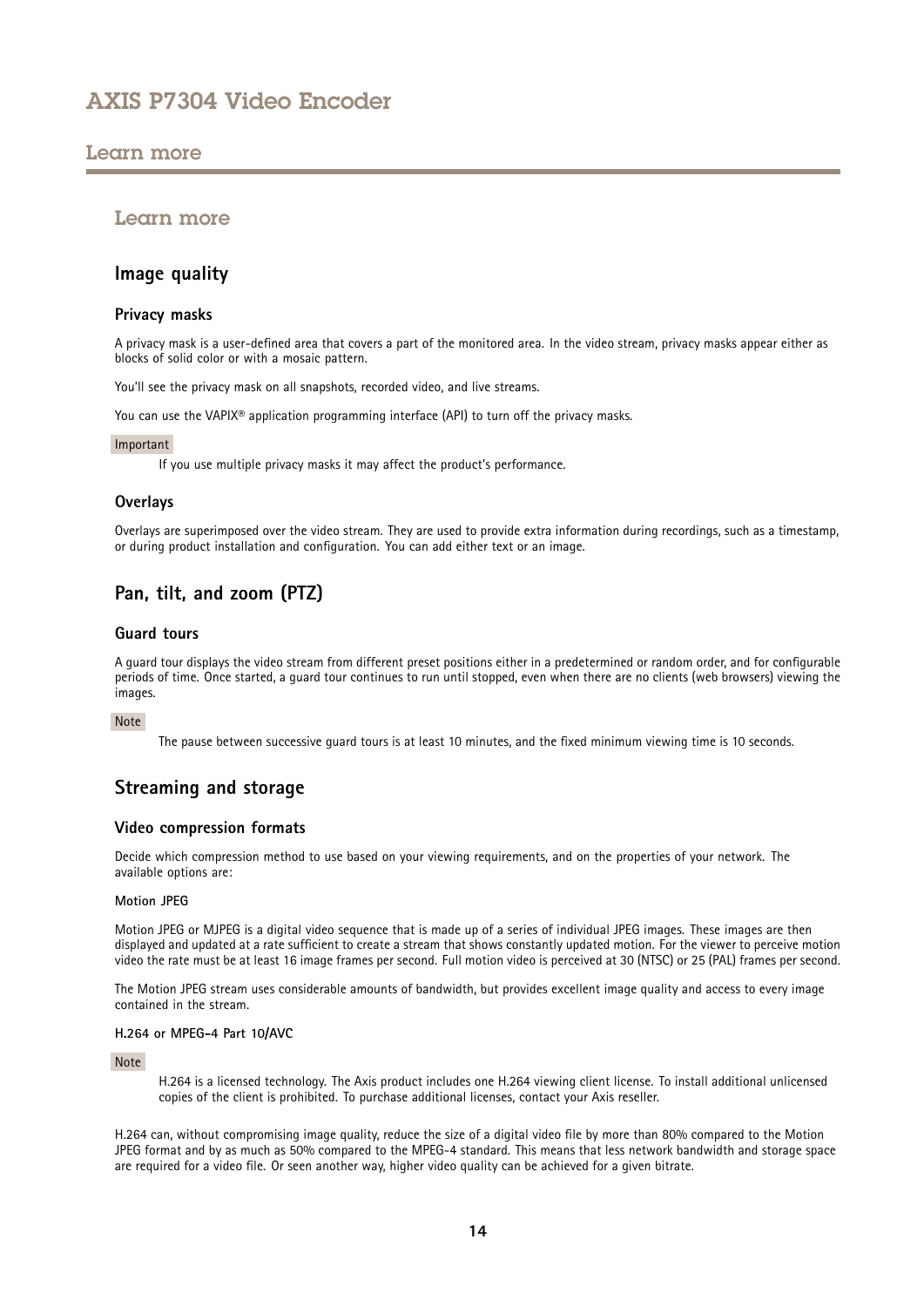## Learn more

### Image quality

#### Privacy masks

A privacy mask is a user-defined area that covers a part of the monitored area. In the video stream, privacy masks appear either as blocks of solid color or with a mosaic pattern.

You'll see the privacy mask on all snapshots, recorded video, and live streams.

You can use the VAPIX® application programming interface (API) to turn off the privacy masks.

Important

If you use multiple privacy masks it may affect the product's performance.

#### Overlays

Overlays are superimposed over the video stream. They are used to provide extra information during recordings, such as a timestamp, or during product installation and configuration. You can add either text or an image.

### Pan, tilt, and zoom (PTZ)

#### Guard tours

A guard tour displays the video stream from different preset positions either in a predetermined or random order, and for configurable periods of time. Once started, a guard tour continues to run until stopped, even when there are no clients (web browsers) viewing the images.

Note

The pause between successive guard tours is at least 10 minutes, and the fixed minimum viewing time is 10 seconds.

### Streaming and storage

#### Video compression formats

Decide which compression method to use based on your viewing requirements, and on the properties of your network. The available options are:

**Motion JPEG**

Motion JPEG or MJPEG is a digital video sequence that is made up of a series of individual JPEG images. These images are then displayed and updated at a rate sufficient to create a stream that shows constantly updated motion. For the viewer to perceive motion video the rate must be at least 16 image frames per second. Full motion video is perceived at 30 (NTSC) or 25 (PAL) frames per second.

The Motion JPEG stream uses considerable amounts of bandwidth, but provides excellent image quality and access to every image contained in the stream.

**H.264 or MPEG-4 Part 10/AVC**

Note

H.264 is a licensed technology. The Axis product includes one H.264 viewing client license. To install additional unlicensed copies of the client is prohibited. To purchase additional licenses, contact your Axis reseller.

H.264 can, without compromising image quality, reduce the size of a digital video file by more than 80% compared to the Motion JPEG format and by as much as 50% compared to the MPEG-4 standard. This means that less network bandwidth and storage space are required for a video file. Or seen another way, higher video quality can be achieved for a given bitrate.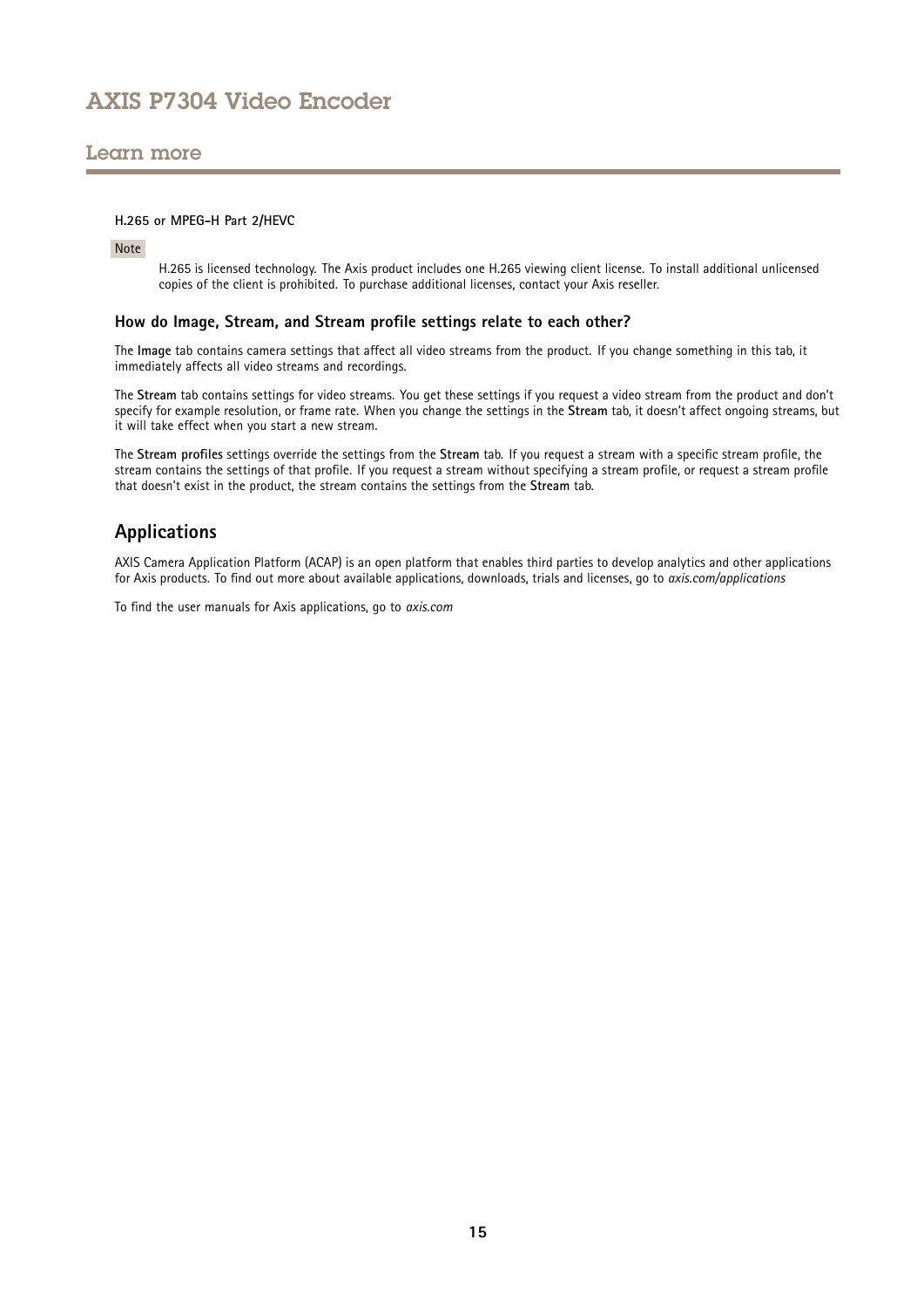## Learn more

#### H.265 or MPEG-H Part 2/HEVC

Note

H.265 is licensed technology. The Axis product includes one H.265 viewing client license. To install additional unlicensed copies of the client is prohibited. To purchase additional licenses, contact your Axis reseller.

### How do Image, Stream, and Stream profile settings relate to each other?

The **Image** tab contains camera settings that affect all video streams from the product. If you change something in this tab, it immediately affects all video streams and recordings.

The **Stream** tab contains settings for video streams. You get these settings if you request a video stream from the product and don't specify for example resolution, or frame rate. When you change the settings in the **Stream** tab, it doesn't affect ongoing streams, but it will take effect when you start a new stream.

The **Stream profiles** settings override the settings from the **Stream** tab. If you request a stream with a specific stream profile, the stream contains the settings of that profile. If you request a stream without specifying a stream profile, or request a stream profile that doesn't exist in the product, the stream contains the settings from the **Stream** tab.

## Applications

AXIS Camera Application Platform (ACAP) is an open platform that enables third parties to develop analytics and other applications for Axis products. To find out more about available applications, downloads, trials and licenses, go to *axis.com/applications*

To find the user manuals for Axis applications, go to *axis.com*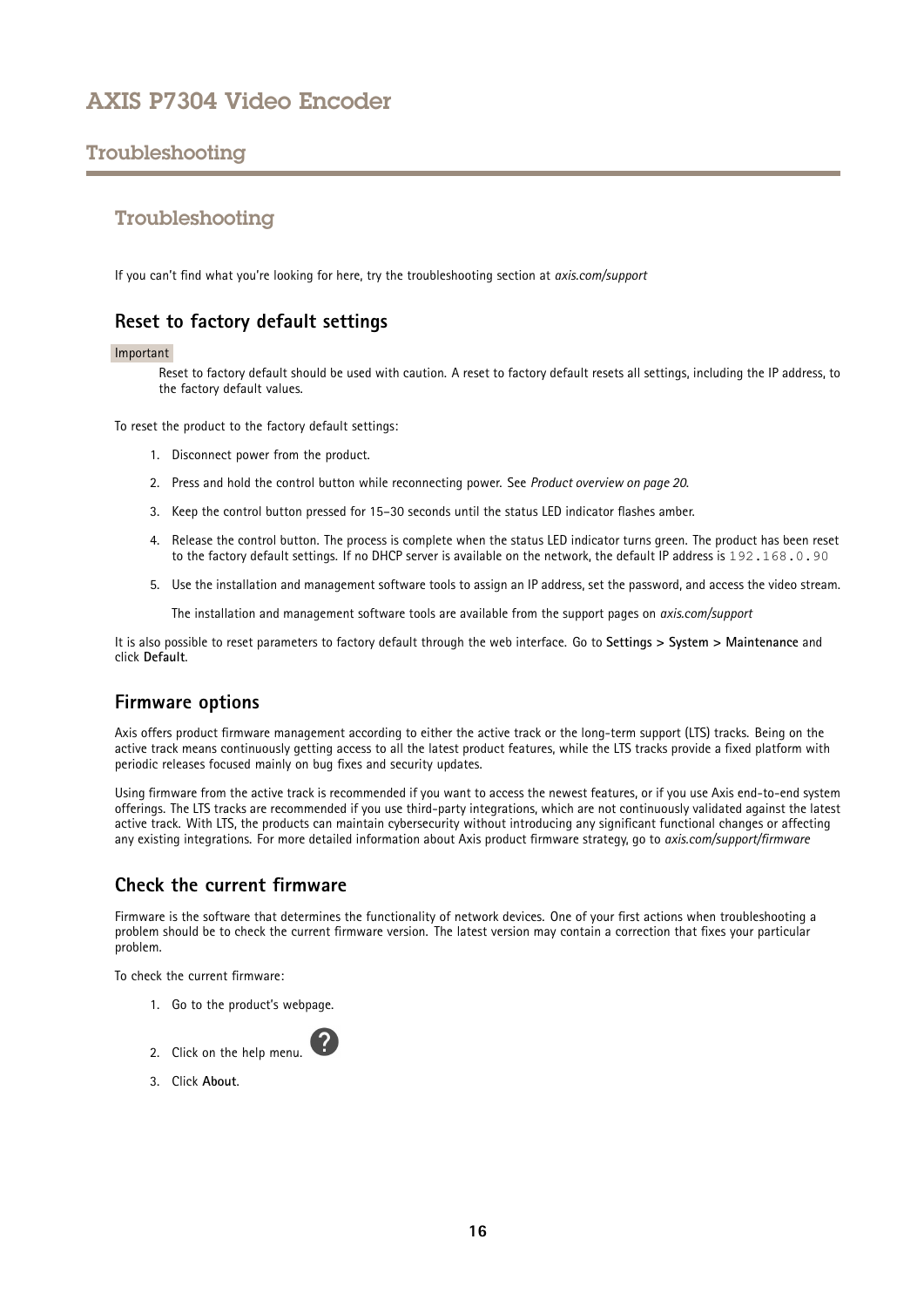# Troubleshoothing

## Troubleshooting

If you can't find what you're looking for here, try the troubleshooting section at *axis.com/support*

### Reset to factory default settings

Important

Reset to factory default should be used with caution. A reset to factory default resets all settings, including the IP address, to the factory default values.

To reset the product to the factory default settings:

1. Disconnect power from the product.
2. Press and hold the control button while reconnecting power. See *Product overview on page 20*.
3. Keep the control button pressed for 15–30 seconds until the status LED indicator flashes amber.
4. Release the control button. The process is complete when the status LED indicator turns green. The product has been reset to the factory default settings. If no DHCP server is available on the network, the default IP address is `192.168.0.90`
5. Use the installation and management software tools to assign an IP address, set the password, and access the video stream.

   The installation and management software tools are available from the support pages on *axis.com/support*

It is also possible to reset parameters to factory default through the web interface. Go to **Settings > System > Maintenance** and click **Default**.

### Firmware options

Axis offers product firmware management according to either the active track or the long-term support (LTS) tracks. Being on the active track means continuously getting access to all the latest product features, while the LTS tracks provide a fixed platform with periodic releases focused mainly on bug fixes and security updates.

Using firmware from the active track is recommended if you want to access the newest features, or if you use Axis end-to-end system offerings. The LTS tracks are recommended if you use third-party integrations, which are not continuously validated against the latest active track. With LTS, the products can maintain cybersecurity without introducing any significant functional changes or affecting any existing integrations. For more detailed information about Axis product firmware strategy, go to *axis.com/support/firmware*

### Check the current firmware

Firmware is the software that determines the functionality of network devices. One of your first actions when troubleshooting a problem should be to check the current firmware version. The latest version may contain a correction that fixes your particular problem.

To check the current firmware:

1. Go to the product's webpage.
2. Click on the help menu. ?
3. Click **About**.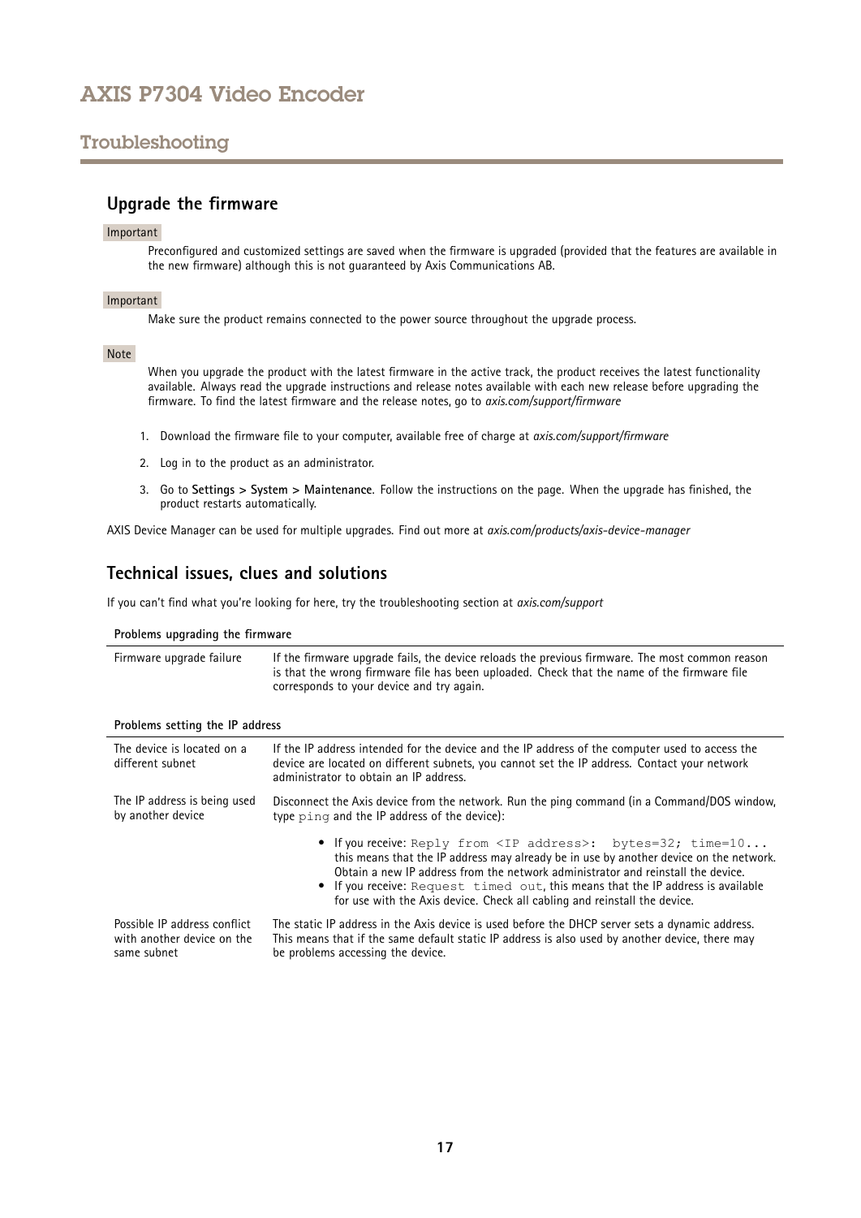## Upgrade the firmware

**Important**

Preconfigured and customized settings are saved when the firmware is upgraded (provided that the features are available in the new firmware) although this is not guaranteed by Axis Communications AB.

**Important**

Make sure the product remains connected to the power source throughout the upgrade process.

**Note**

When you upgrade the product with the latest firmware in the active track, the product receives the latest functionality available. Always read the upgrade instructions and release notes available with each new release before upgrading the firmware. To find the latest firmware and the release notes, go to *axis.com/support/firmware*

1. Download the firmware file to your computer, available free of charge at *axis.com/support/firmware*
2. Log in to the product as an administrator.
3. Go to **Settings > System > Maintenance**. Follow the instructions on the page. When the upgrade has finished, the product restarts automatically.

AXIS Device Manager can be used for multiple upgrades. Find out more at *axis.com/products/axis-device-manager*

## Technical issues, clues and solutions

If you can't find what you're looking for here, try the troubleshooting section at *axis.com/support*

**Problems upgrading the firmware**

| | |
|---|---|
| Firmware upgrade failure | If the firmware upgrade fails, the device reloads the previous firmware. The most common reason is that the wrong firmware file has been uploaded. Check that the name of the firmware file corresponds to your device and try again. |

**Problems setting the IP address**

| | |
|---|---|
| The device is located on a different subnet | If the IP address intended for the device and the IP address of the computer used to access the device are located on different subnets, you cannot set the IP address. Contact your network administrator to obtain an IP address. |
| The IP address is being used by another device | Disconnect the Axis device from the network. Run the ping command (in a Command/DOS window, type `ping` and the IP address of the device):<br>• If you receive: `Reply from <IP address>: bytes=32; time=10...` this means that the IP address may already be in use by another device on the network. Obtain a new IP address from the network administrator and reinstall the device.<br>• If you receive: `Request timed out`, this means that the IP address is available for use with the Axis device. Check all cabling and reinstall the device. |
| Possible IP address conflict with another device on the same subnet | The static IP address in the Axis device is used before the DHCP server sets a dynamic address. This means that if the same default static IP address is also used by another device, there may be problems accessing the device. |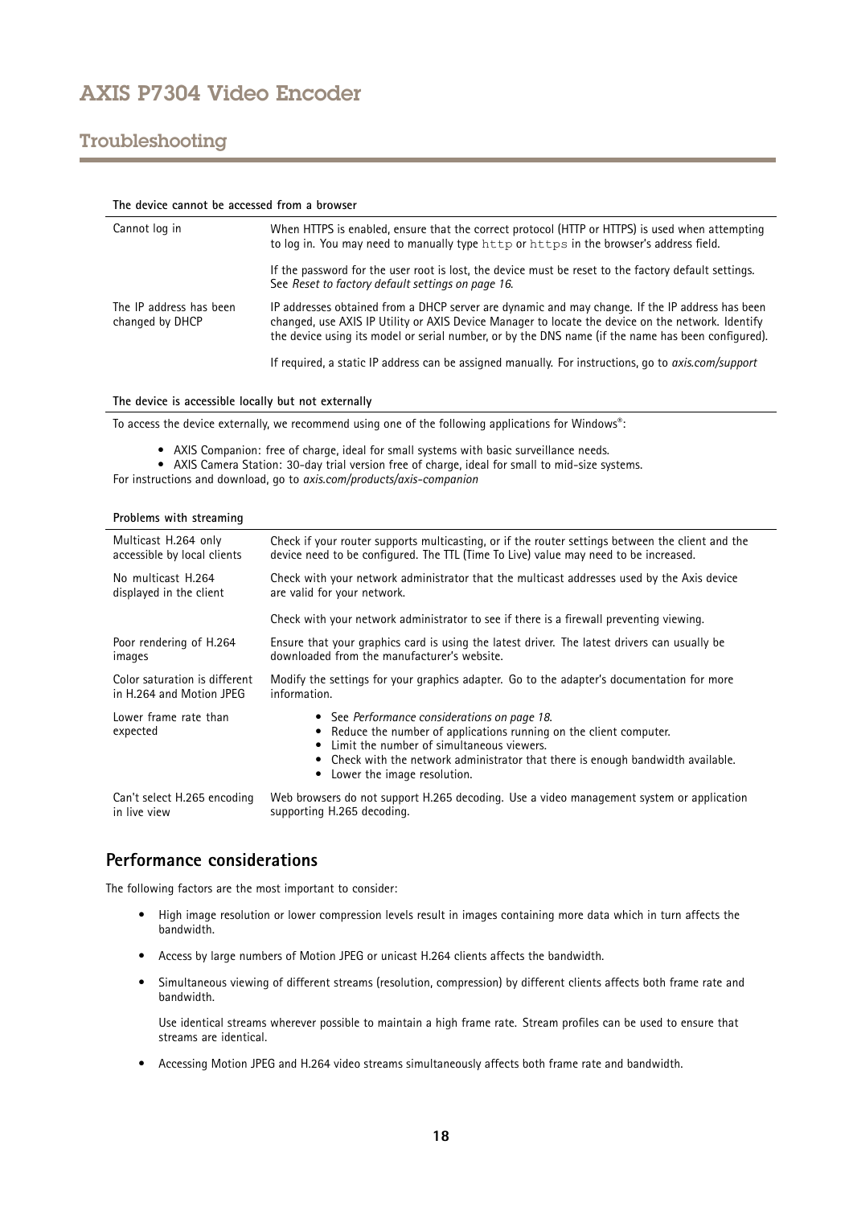#### The device cannot be accessed from a browser

| | |
|---|---|
| Cannot log in | When HTTPS is enabled, ensure that the correct protocol (HTTP or HTTPS) is used when attempting to log in. You may need to manually type `http` or `https` in the browser's address field. |
| | If the password for the user root is lost, the device must be reset to the factory default settings. See *Reset to factory default settings on page 16*. |
| The IP address has been changed by DHCP | IP addresses obtained from a DHCP server are dynamic and may change. If the IP address has been changed, use AXIS IP Utility or AXIS Device Manager to locate the device on the network. Identify the device using its model or serial number, or by the DNS name (if the name has been configured). |
| | If required, a static IP address can be assigned manually. For instructions, go to *axis.com/support* |

#### The device is accessible locally but not externally

To access the device externally, we recommend using one of the following applications for Windows®:

- AXIS Companion: free of charge, ideal for small systems with basic surveillance needs.
- AXIS Camera Station: 30-day trial version free of charge, ideal for small to mid-size systems.

For instructions and download, go to *axis.com/products/axis-companion*

#### Problems with streaming

| | |
|---|---|
| Multicast H.264 only accessible by local clients | Check if your router supports multicasting, or if the router settings between the client and the device need to be configured. The TTL (Time To Live) value may need to be increased. |
| No multicast H.264 displayed in the client | Check with your network administrator that the multicast addresses used by the Axis device are valid for your network. |
| | Check with your network administrator to see if there is a firewall preventing viewing. |
| Poor rendering of H.264 images | Ensure that your graphics card is using the latest driver. The latest drivers can usually be downloaded from the manufacturer's website. |
| Color saturation is different in H.264 and Motion JPEG | Modify the settings for your graphics adapter. Go to the adapter's documentation for more information. |
| Lower frame rate than expected | • See *Performance considerations on page 18*.<br>• Reduce the number of applications running on the client computer.<br>• Limit the number of simultaneous viewers.<br>• Check with the network administrator that there is enough bandwidth available.<br>• Lower the image resolution. |
| Can't select H.265 encoding in live view | Web browsers do not support H.265 decoding. Use a video management system or application supporting H.265 decoding. |

## Performance considerations

The following factors are the most important to consider:

- High image resolution or lower compression levels result in images containing more data which in turn affects the bandwidth.
- Access by large numbers of Motion JPEG or unicast H.264 clients affects the bandwidth.
- Simultaneous viewing of different streams (resolution, compression) by different clients affects both frame rate and bandwidth.

  Use identical streams wherever possible to maintain a high frame rate. Stream profiles can be used to ensure that streams are identical.

- Accessing Motion JPEG and H.264 video streams simultaneously affects both frame rate and bandwidth.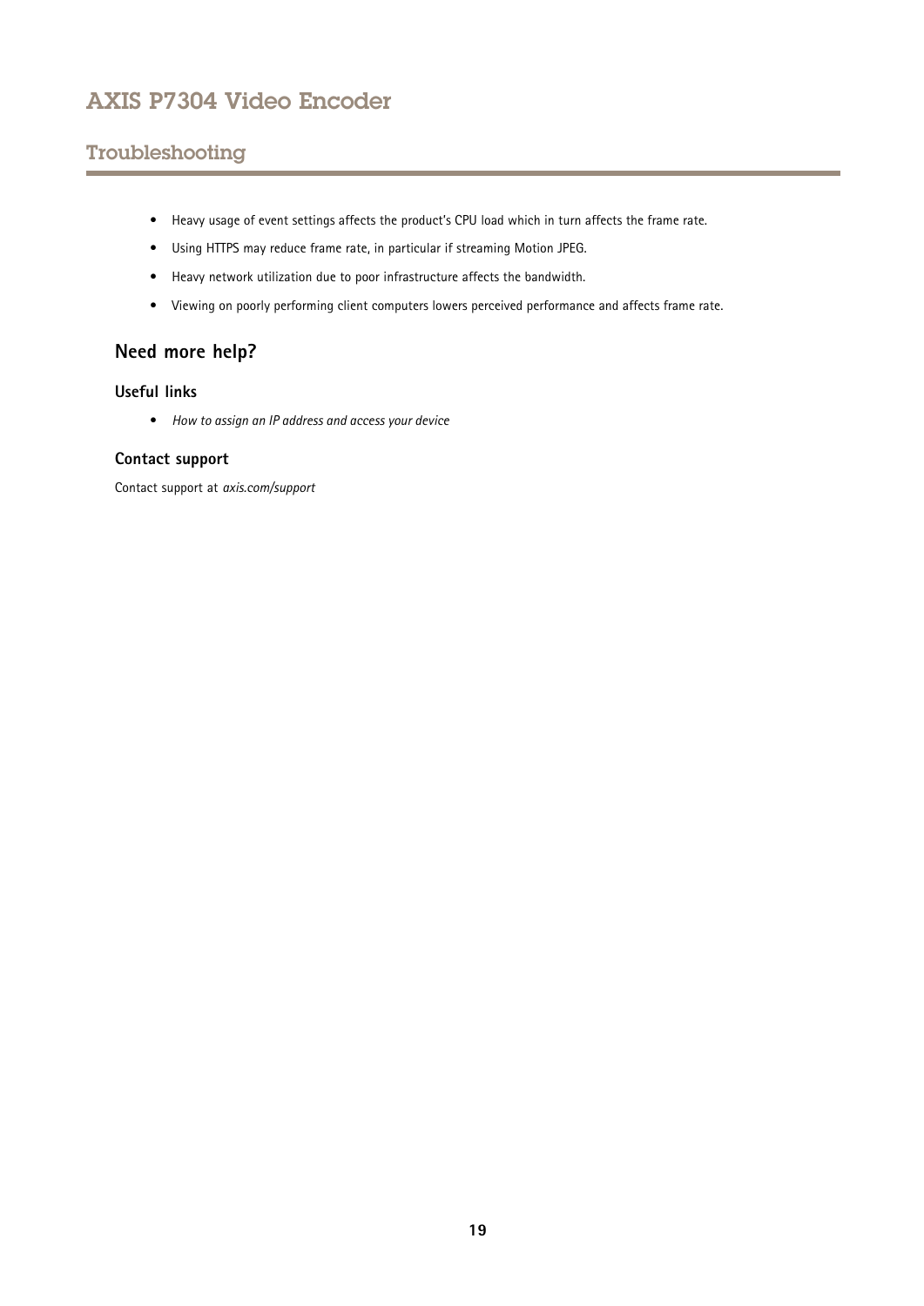- Heavy usage of event settings affects the product's CPU load which in turn affects the frame rate.
- Using HTTPS may reduce frame rate, in particular if streaming Motion JPEG.
- Heavy network utilization due to poor infrastructure affects the bandwidth.
- Viewing on poorly performing client computers lowers perceived performance and affects frame rate.

## Need more help?

### Useful links

- *How to assign an IP address and access your device*

### Contact support

Contact support at *axis.com/support*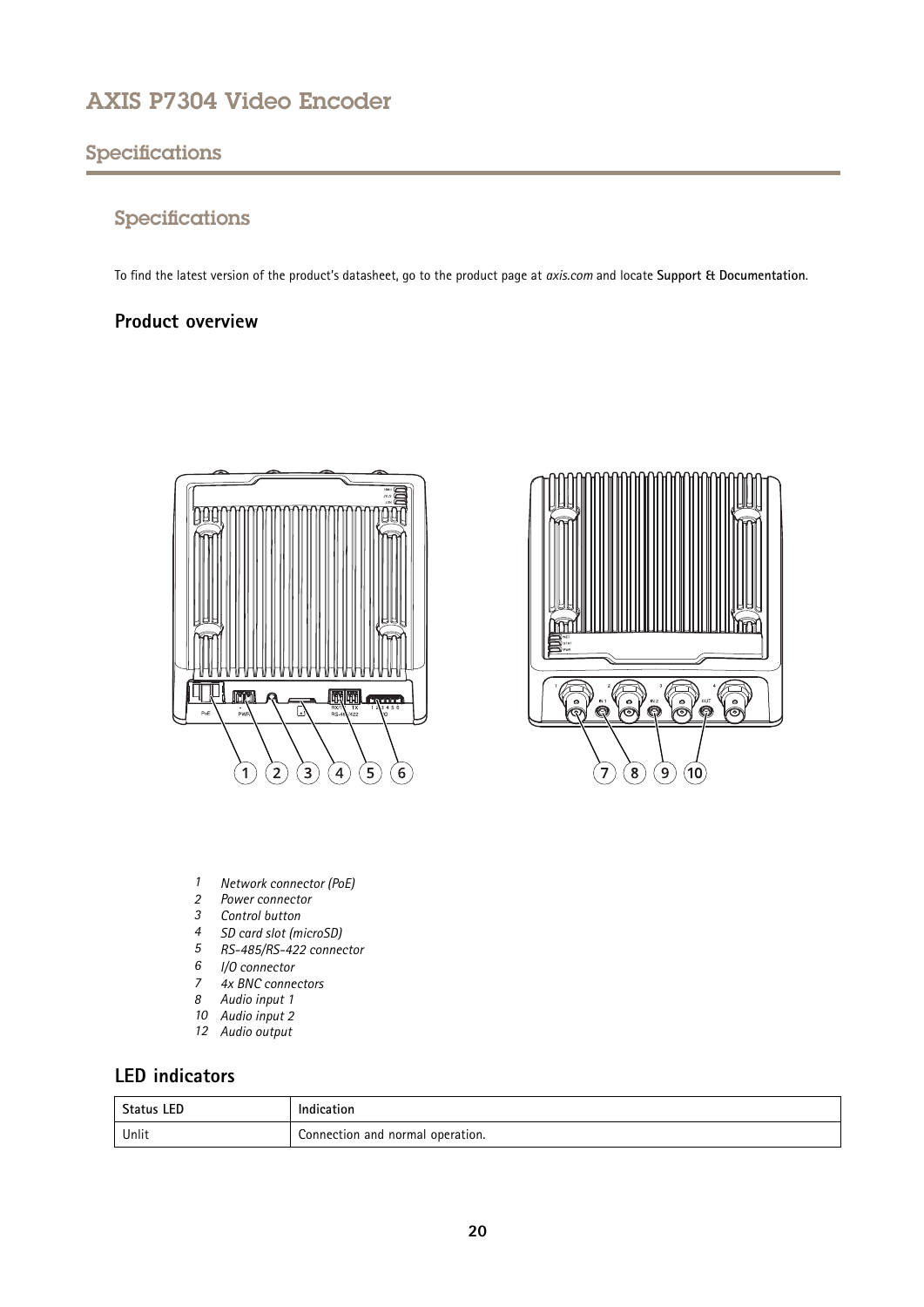# AXIS P7304 Video Encoder

## Specifications

### Specifications

To find the latest version of the product's datasheet, go to the product page at *axis.com* and locate **Support & Documentation**.

#### Product overview

1. *Network connector (PoE)*
2. *Power connector*
3. *Control button*
4. *SD card slot (microSD)*
5. *RS-485/RS-422 connector*
6. *I/O connector*
7. *4x BNC connectors*
8. *Audio input 1*
10. *Audio input 2*
12. *Audio output*

#### LED indicators

| Status LED | Indication |
| --- | --- |
| Unlit | Connection and normal operation. |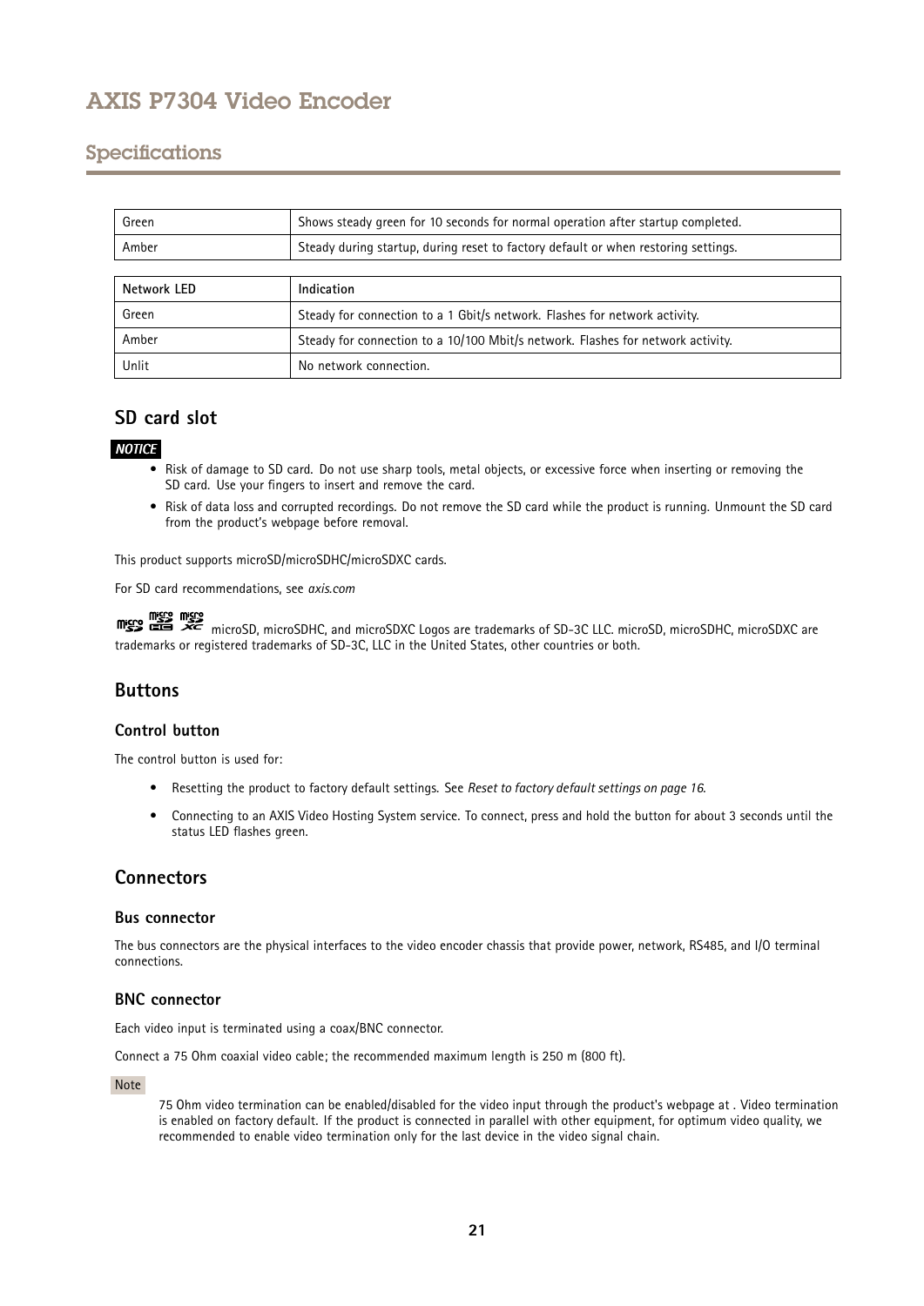| | |
|---|---|
| Green | Shows steady green for 10 seconds for normal operation after startup completed. |
| Amber | Steady during startup, during reset to factory default or when restoring settings. |

| Network LED | Indication |
|---|---|
| Green | Steady for connection to a 1 Gbit/s network. Flashes for network activity. |
| Amber | Steady for connection to a 10/100 Mbit/s network. Flashes for network activity. |
| Unlit | No network connection. |

## SD card slot

***NOTICE***

- Risk of damage to SD card. Do not use sharp tools, metal objects, or excessive force when inserting or removing the SD card. Use your fingers to insert and remove the card.
- Risk of data loss and corrupted recordings. Do not remove the SD card while the product is running. Unmount the SD card from the product's webpage before removal.

This product supports microSD/microSDHC/microSDXC cards.

For SD card recommendations, see *axis.com*

microSD, microSDHC, and microSDXC Logos are trademarks of SD-3C LLC. microSD, microSDHC, microSDXC are trademarks or registered trademarks of SD-3C, LLC in the United States, other countries or both.

## Buttons

### Control button

The control button is used for:

- Resetting the product to factory default settings. See *Reset to factory default settings on page 16*.
- Connecting to an AXIS Video Hosting System service. To connect, press and hold the button for about 3 seconds until the status LED flashes green.

## Connectors

### Bus connector

The bus connectors are the physical interfaces to the video encoder chassis that provide power, network, RS485, and I/O terminal connections.

### BNC connector

Each video input is terminated using a coax/BNC connector.

Connect a 75 Ohm coaxial video cable; the recommended maximum length is 250 m (800 ft).

Note

75 Ohm video termination can be enabled/disabled for the video input through the product's webpage at . Video termination is enabled on factory default. If the product is connected in parallel with other equipment, for optimum video quality, we recommended to enable video termination only for the last device in the video signal chain.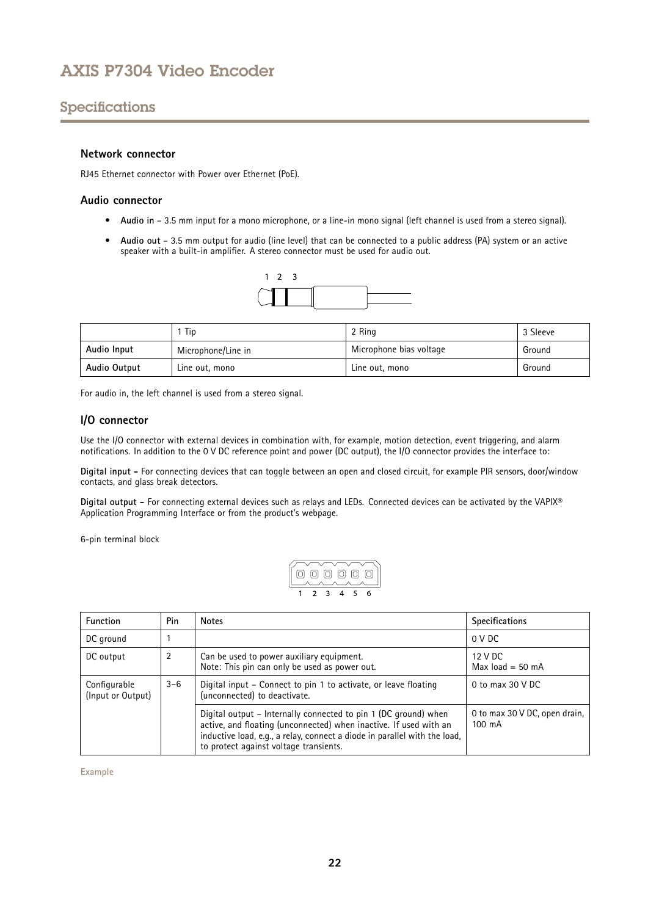## Specifications

### Network connector

RJ45 Ethernet connector with Power over Ethernet (PoE).

### Audio connector

- **Audio in** – 3.5 mm input for a mono microphone, or a line-in mono signal (left channel is used from a stereo signal).
- **Audio out** – 3.5 mm output for audio (line level) that can be connected to a public address (PA) system or an active speaker with a built-in amplifier. A stereo connector must be used for audio out.

| | 1 Tip | 2 Ring | 3 Sleeve |
|---|---|---|---|
| **Audio Input** | Microphone/Line in | Microphone bias voltage | Ground |
| **Audio Output** | Line out, mono | Line out, mono | Ground |

For audio in, the left channel is used from a stereo signal.

### I/O connector

Use the I/O connector with external devices in combination with, for example, motion detection, event triggering, and alarm notifications. In addition to the 0 V DC reference point and power (DC output), the I/O connector provides the interface to:

**Digital input –** For connecting devices that can toggle between an open and closed circuit, for example PIR sensors, door/window contacts, and glass break detectors.

**Digital output –** For connecting external devices such as relays and LEDs. Connected devices can be activated by the VAPIX® Application Programming Interface or from the product's webpage.

6-pin terminal block

| Function | Pin | Notes | Specifications |
|---|---|---|---|
| DC ground | 1 | | 0 V DC |
| DC output | 2 | Can be used to power auxiliary equipment.<br>Note: This pin can only be used as power out. | 12 V DC<br>Max load = 50 mA |
| Configurable (Input or Output) | 3–6 | Digital input – Connect to pin 1 to activate, or leave floating (unconnected) to deactivate. | 0 to max 30 V DC |
| | | Digital output – Internally connected to pin 1 (DC ground) when active, and floating (unconnected) when inactive. If used with an inductive load, e.g., a relay, connect a diode in parallel with the load, to protect against voltage transients. | 0 to max 30 V DC, open drain, 100 mA |

Example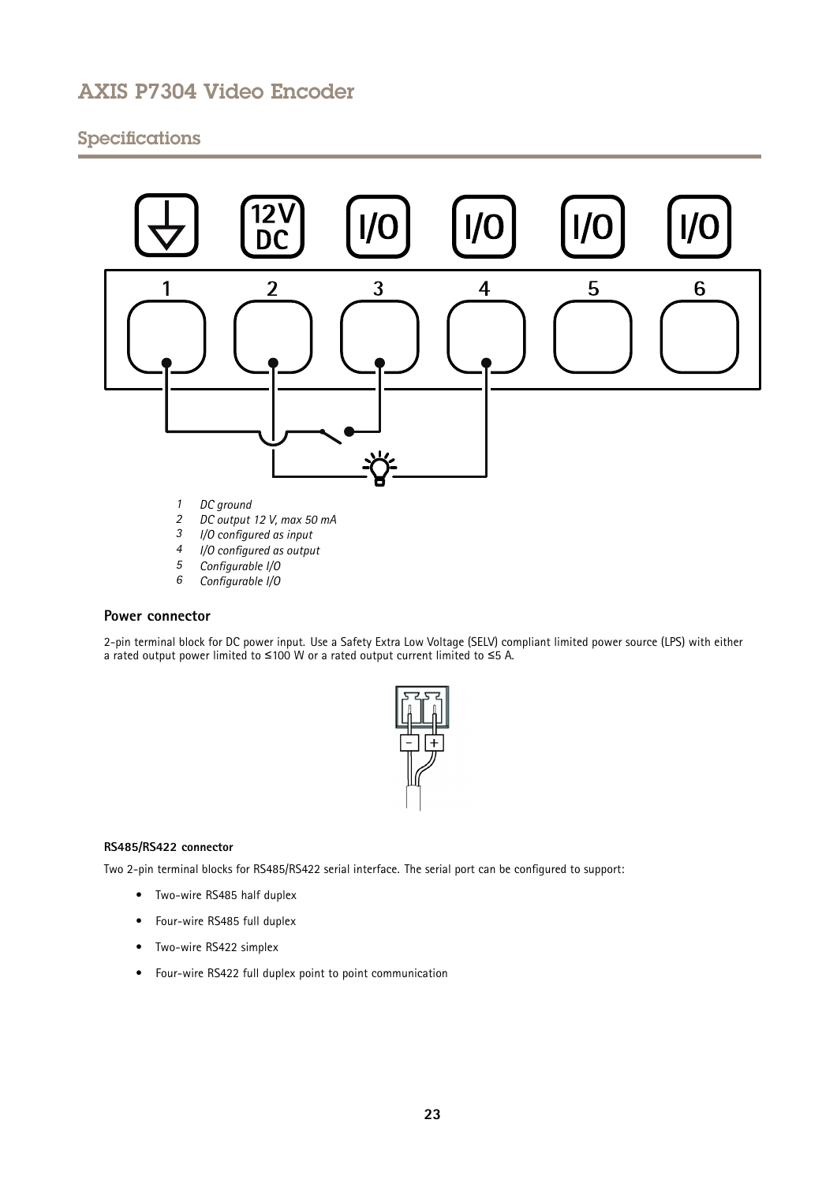1. *DC ground*
2. *DC output 12 V, max 50 mA*
3. *I/O configured as input*
4. *I/O configured as output*
5. *Configurable I/O*
6. *Configurable I/O*

### Power connector

2-pin terminal block for DC power input. Use a Safety Extra Low Voltage (SELV) compliant limited power source (LPS) with either a rated output power limited to ≤100 W or a rated output current limited to ≤5 A.

#### RS485/RS422 connector

Two 2-pin terminal blocks for RS485/RS422 serial interface. The serial port can be configured to support:

- Two-wire RS485 half duplex
- Four-wire RS485 full duplex
- Two-wire RS422 simplex
- Four-wire RS422 full duplex point to point communication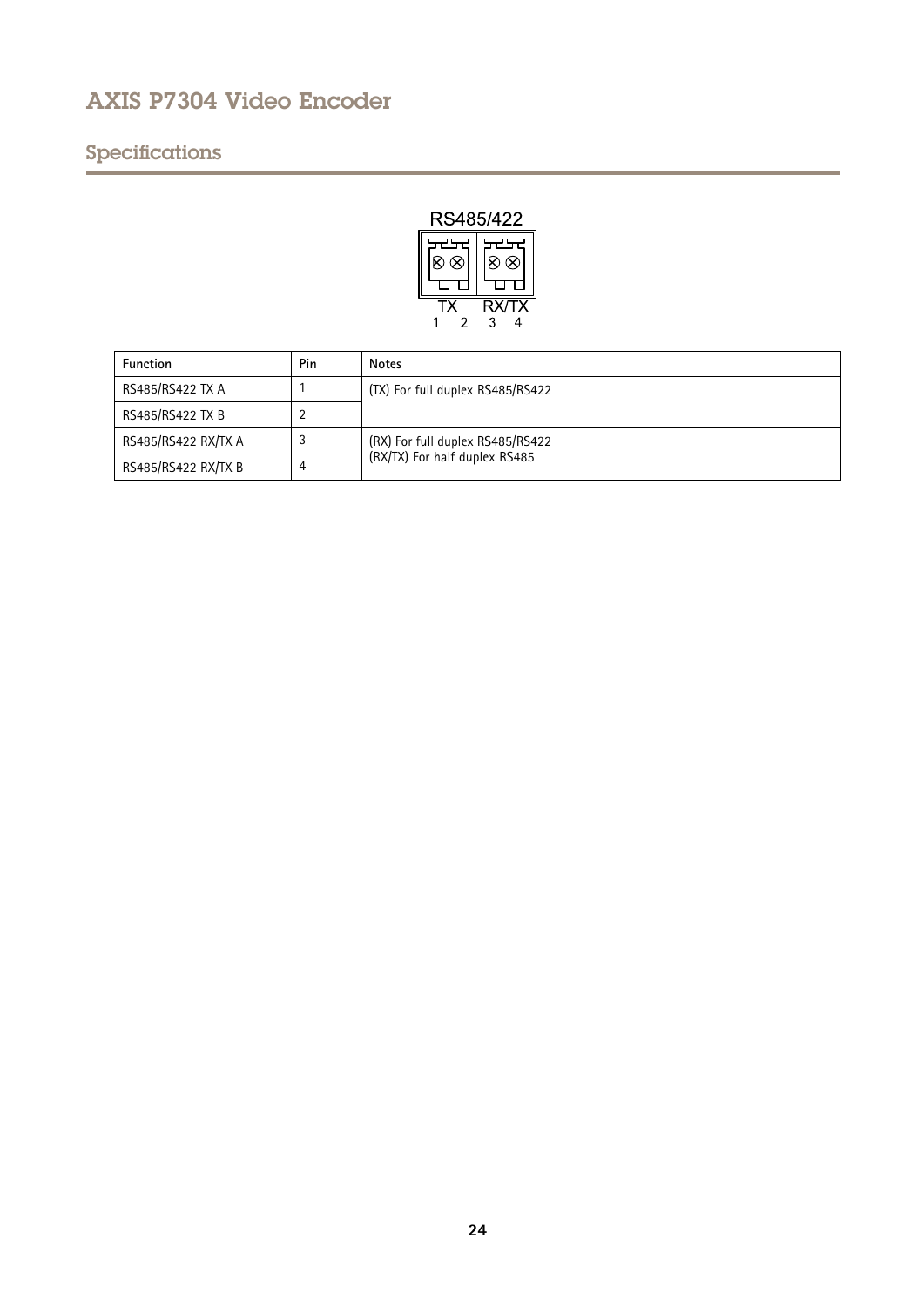## Specifications

RS485/422

TX RX/TX

1 2 3 4

| Function | Pin | Notes |
| --- | --- | --- |
| RS485/RS422 TX A | 1 | (TX) For full duplex RS485/RS422 |
| RS485/RS422 TX B | 2 | |
| RS485/RS422 RX/TX A | 3 | (RX) For full duplex RS485/RS422<br>(RX/TX) For half duplex RS485 |
| RS485/RS422 RX/TX B | 4 | |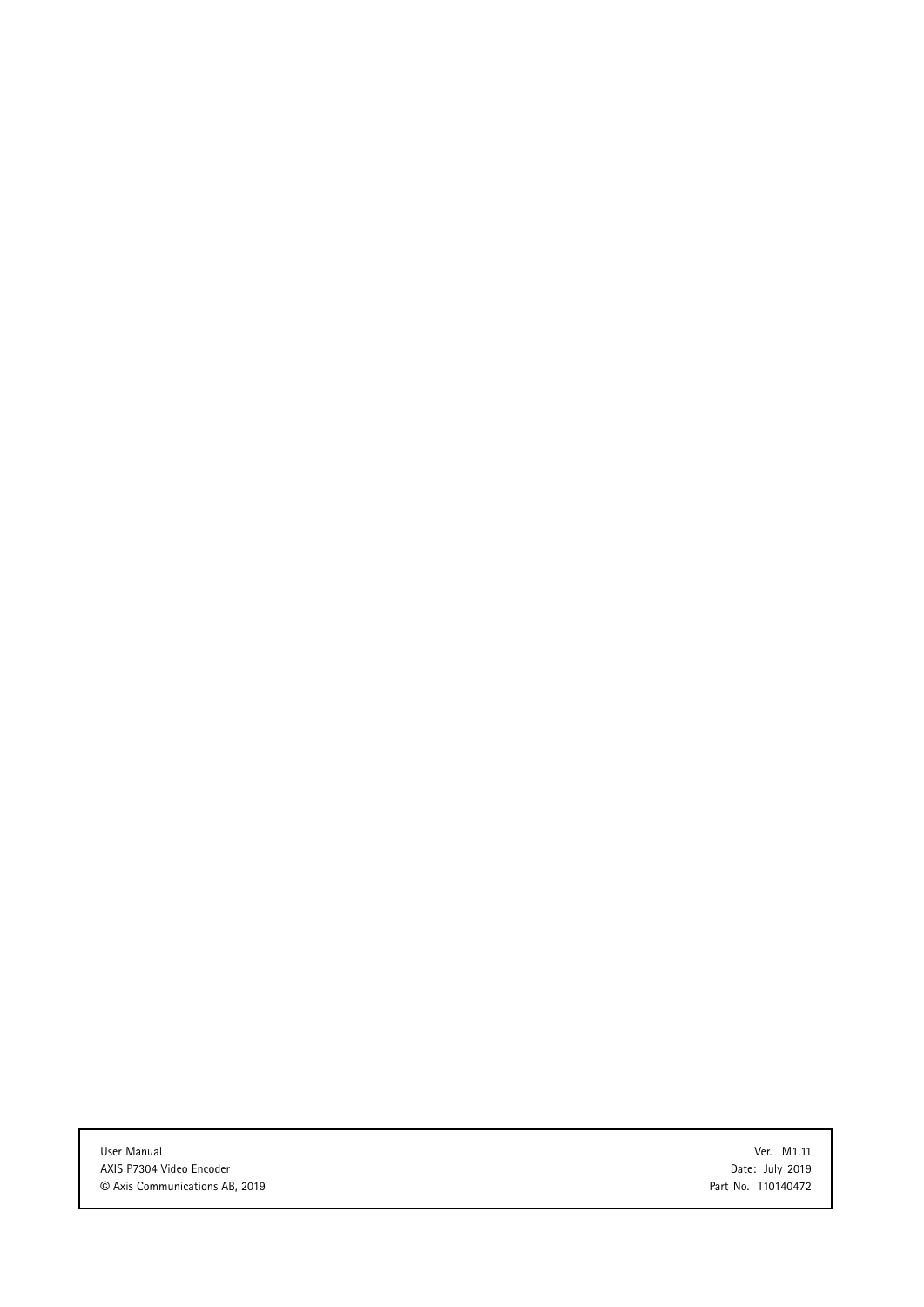| | |
|---|---|
| User Manual | Ver. M1.11 |
| AXIS P7304 Video Encoder | Date: July 2019 |
| © Axis Communications AB, 2019 | Part No. T10140472 |